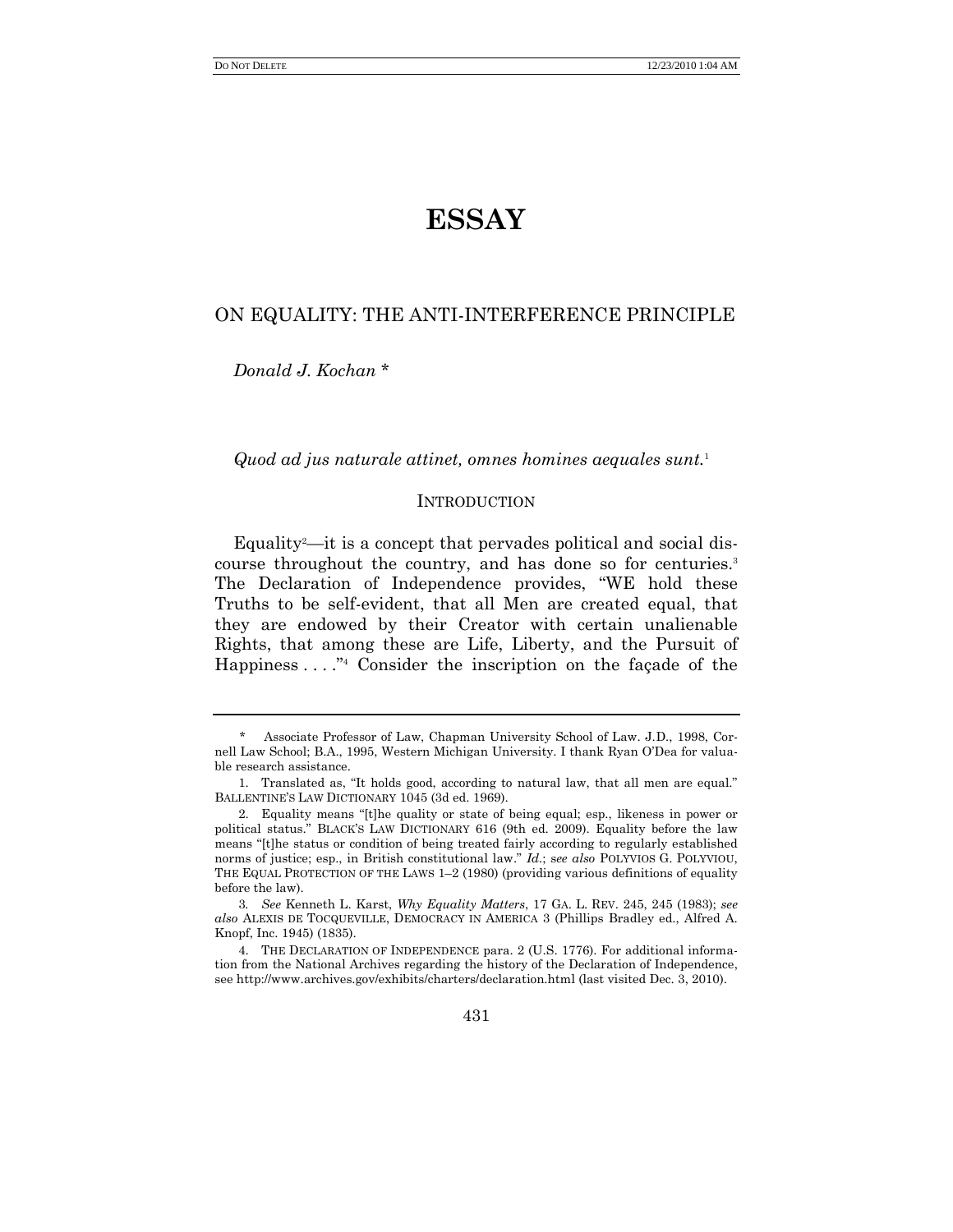# ESSAY

## ON EQUALITY: THE ANTI-INTERFERENCE PRINCIPLE

*Donald J. Kochan \**

*Quod ad jus naturale attinet, omnes homines aequales sunt.*[1]

### INTRODUCTION

Equality[2]—it is a concept that pervades political and social discourse throughout the country, and has done so for centuries.[3] The Declaration of Independence provides, "WE hold these Truths to be self-evident, that all Men are created equal, that they are endowed by their Creator with certain unalienable Rights, that among these are Life, Liberty, and the Pursuit of Happiness . . . ."[4] Consider the inscription on the façade of the

---

\* Associate Professor of Law, Chapman University School of Law. J.D., 1998, Cornell Law School; B.A., 1995, Western Michigan University. I thank Ryan O'Dea for valuable research assistance.

1. Translated as, "It holds good, according to natural law, that all men are equal." BALLENTINE'S LAW DICTIONARY 1045 (3d ed. 1969).

2. Equality means "[t]he quality or state of being equal; esp., likeness in power or political status." BLACK'S LAW DICTIONARY 616 (9th ed. 2009). Equality before the law means "[t]he status or condition of being treated fairly according to regularly established norms of justice; esp., in British constitutional law." *Id.*; *see also* POLYVIOS G. POLYVIOU, THE EQUAL PROTECTION OF THE LAWS 1–2 (1980) (providing various definitions of equality before the law).

3. *See* Kenneth L. Karst, *Why Equality Matters*, 17 GA. L. REV. 245, 245 (1983); *see also* ALEXIS DE TOCQUEVILLE, DEMOCRACY IN AMERICA 3 (Phillips Bradley ed., Alfred A. Knopf, Inc. 1945) (1835).

4. THE DECLARATION OF INDEPENDENCE para. 2 (U.S. 1776). For additional information from the National Archives regarding the history of the Declaration of Independence, see http://www.archives.gov/exhibits/charters/declaration.html (last visited Dec. 3, 2010).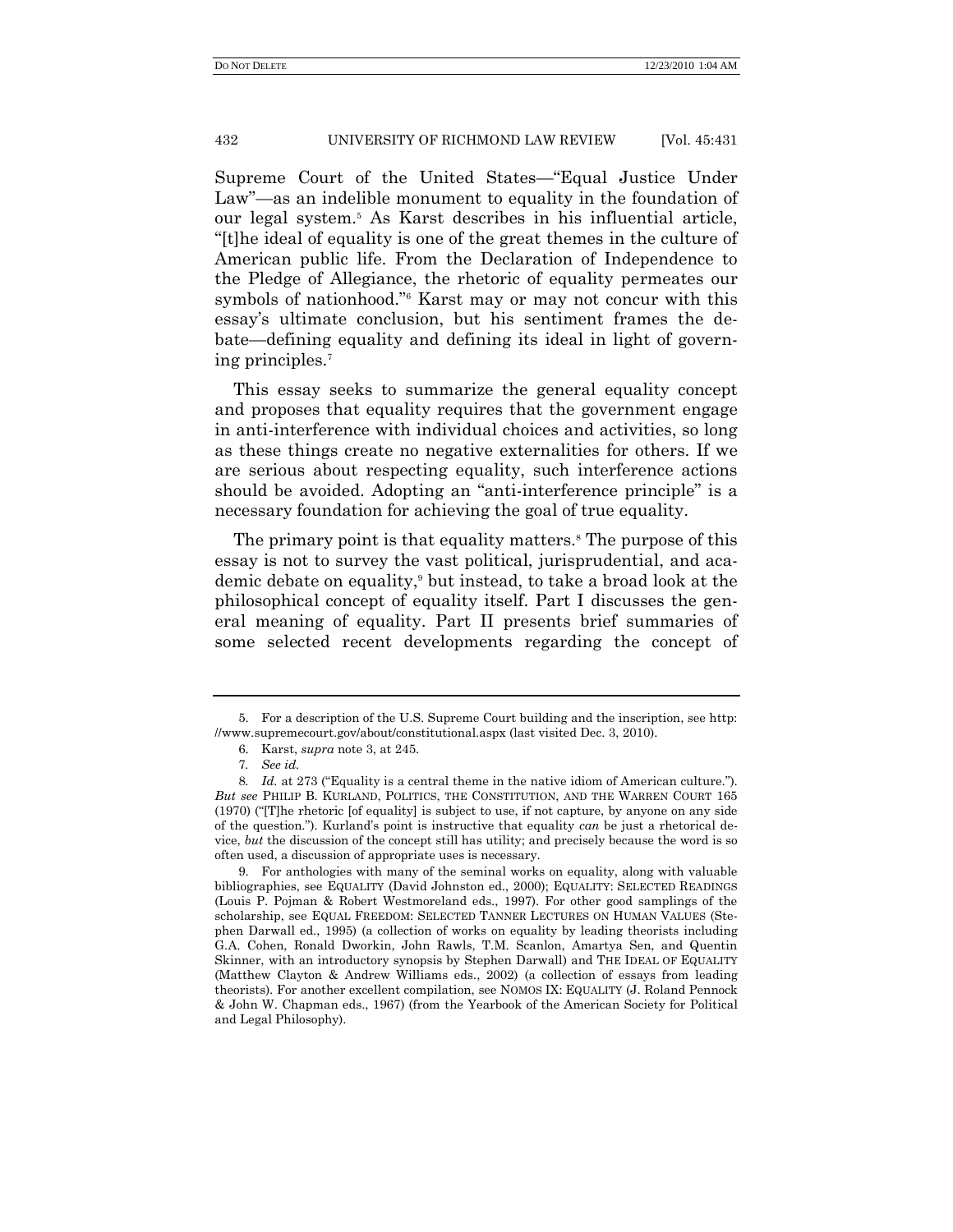Supreme Court of the United States—"Equal Justice Under Law"—as an indelible monument to equality in the foundation of our legal system.[5] As Karst describes in his influential article, "[t]he ideal of equality is one of the great themes in the culture of American public life. From the Declaration of Independence to the Pledge of Allegiance, the rhetoric of equality permeates our symbols of nationhood."[6] Karst may or may not concur with this essay's ultimate conclusion, but his sentiment frames the debate—defining equality and defining its ideal in light of governing principles.[7]

This essay seeks to summarize the general equality concept and proposes that equality requires that the government engage in anti-interference with individual choices and activities, so long as these things create no negative externalities for others. If we are serious about respecting equality, such interference actions should be avoided. Adopting an "anti-interference principle" is a necessary foundation for achieving the goal of true equality.

The primary point is that equality matters.[8] The purpose of this essay is not to survey the vast political, jurisprudential, and academic debate on equality,[9] but instead, to take a broad look at the philosophical concept of equality itself. Part I discusses the general meaning of equality. Part II presents brief summaries of some selected recent developments regarding the concept of

---

5. For a description of the U.S. Supreme Court building and the inscription, see http://www.supremecourt.gov/about/constitutional.aspx (last visited Dec. 3, 2010).

6. Karst, *supra* note 3, at 245.

7. *See id.*

8. *Id.* at 273 ("Equality is a central theme in the native idiom of American culture."). *But see* PHILIP B. KURLAND, POLITICS, THE CONSTITUTION, AND THE WARREN COURT 165 (1970) ("[T]he rhetoric [of equality] is subject to use, if not capture, by anyone on any side of the question."). Kurland's point is instructive that equality *can* be just a rhetorical device, *but* the discussion of the concept still has utility; and precisely because the word is so often used, a discussion of appropriate uses is necessary.

9. For anthologies with many of the seminal works on equality, along with valuable bibliographies, see EQUALITY (David Johnston ed., 2000); EQUALITY: SELECTED READINGS (Louis P. Pojman & Robert Westmoreland eds., 1997). For other good samplings of the scholarship, see EQUAL FREEDOM: SELECTED TANNER LECTURES ON HUMAN VALUES (Stephen Darwall ed., 1995) (a collection of works on equality by leading theorists including G.A. Cohen, Ronald Dworkin, John Rawls, T.M. Scanlon, Amartya Sen, and Quentin Skinner, with an introductory synopsis by Stephen Darwall) and THE IDEAL OF EQUALITY (Matthew Clayton & Andrew Williams eds., 2002) (a collection of essays from leading theorists). For another excellent compilation, see NOMOS IX: EQUALITY (J. Roland Pennock & John W. Chapman eds., 1967) (from the Yearbook of the American Society for Political and Legal Philosophy).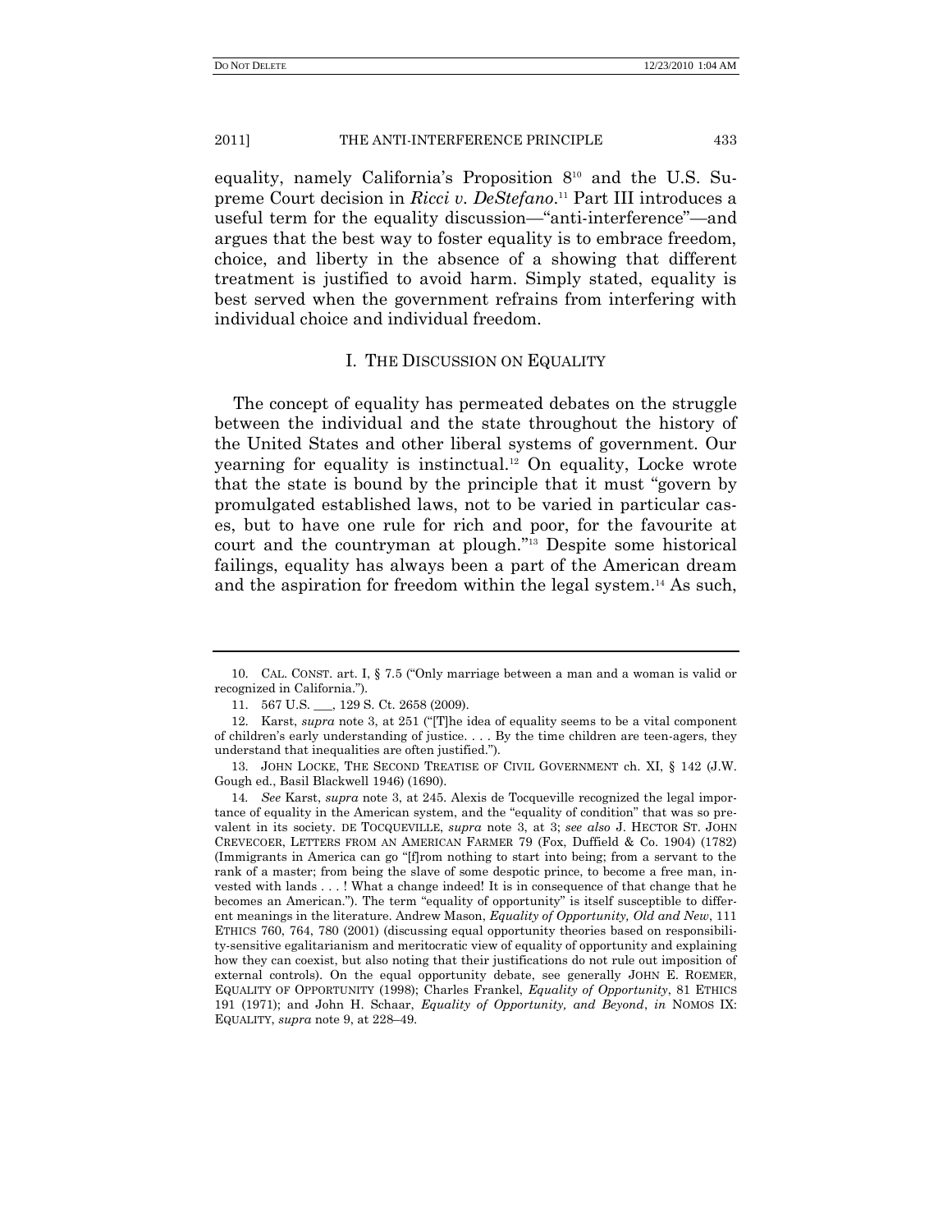equality, namely California's Proposition 8[10] and the U.S. Supreme Court decision in *Ricci v. DeStefano*.[11] Part III introduces a useful term for the equality discussion—"anti-interference"—and argues that the best way to foster equality is to embrace freedom, choice, and liberty in the absence of a showing that different treatment is justified to avoid harm. Simply stated, equality is best served when the government refrains from interfering with individual choice and individual freedom.

## I. THE DISCUSSION ON EQUALITY

The concept of equality has permeated debates on the struggle between the individual and the state throughout the history of the United States and other liberal systems of government. Our yearning for equality is instinctual.[12] On equality, Locke wrote that the state is bound by the principle that it must "govern by promulgated established laws, not to be varied in particular cases, but to have one rule for rich and poor, for the favourite at court and the countryman at plough."[13] Despite some historical failings, equality has always been a part of the American dream and the aspiration for freedom within the legal system.[14] As such,

---

10. CAL. CONST. art. I, § 7.5 ("Only marriage between a man and a woman is valid or recognized in California.").

11. 567 U.S. ___, 129 S. Ct. 2658 (2009).

12. Karst, *supra* note 3, at 251 ("[T]he idea of equality seems to be a vital component of children's early understanding of justice. . . . By the time children are teen-agers, they understand that inequalities are often justified.").

13. JOHN LOCKE, THE SECOND TREATISE OF CIVIL GOVERNMENT ch. XI, § 142 (J.W. Gough ed., Basil Blackwell 1946) (1690).

14. *See* Karst, *supra* note 3, at 245. Alexis de Tocqueville recognized the legal importance of equality in the American system, and the "equality of condition" that was so prevalent in its society. DE TOCQUEVILLE, *supra* note 3, at 3; *see also* J. HECTOR ST. JOHN CREVECOER, LETTERS FROM AN AMERICAN FARMER 79 (Fox, Duffield & Co. 1904) (1782) (Immigrants in America can go "[f]rom nothing to start into being; from a servant to the rank of a master; from being the slave of some despotic prince, to become a free man, invested with lands . . . ! What a change indeed! It is in consequence of that change that he becomes an American."). The term "equality of opportunity" is itself susceptible to different meanings in the literature. Andrew Mason, *Equality of Opportunity, Old and New*, 111 ETHICS 760, 764, 780 (2001) (discussing equal opportunity theories based on responsibility-sensitive egalitarianism and meritocratic view of equality of opportunity and explaining how they can coexist, but also noting that their justifications do not rule out imposition of external controls). On the equal opportunity debate, see generally JOHN E. ROEMER, EQUALITY OF OPPORTUNITY (1998); Charles Frankel, *Equality of Opportunity*, 81 ETHICS 191 (1971); and John H. Schaar, *Equality of Opportunity, and Beyond*, *in* NOMOS IX: EQUALITY, *supra* note 9, at 228–49.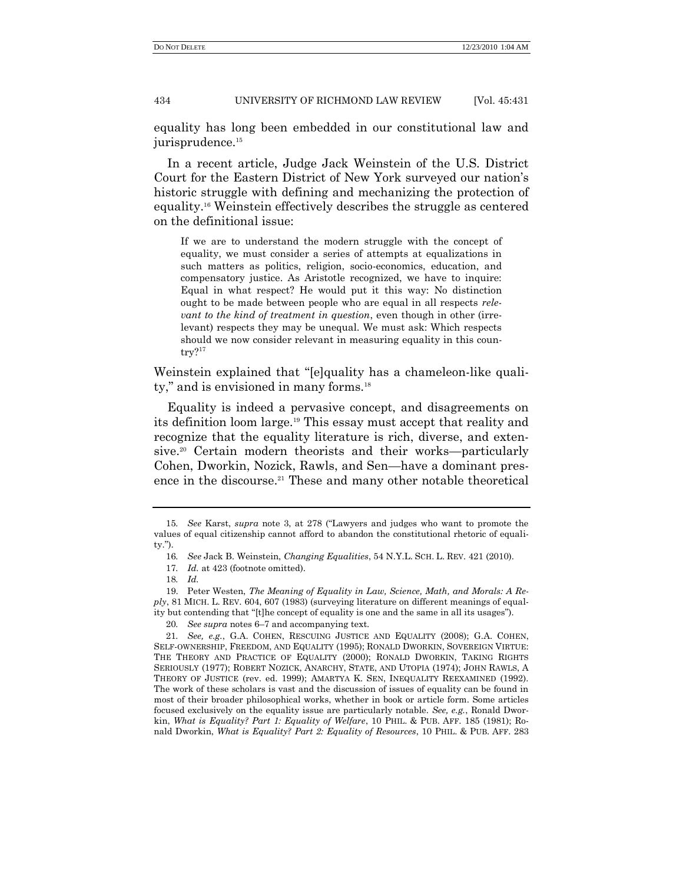equality has long been embedded in our constitutional law and jurisprudence.[15]

In a recent article, Judge Jack Weinstein of the U.S. District Court for the Eastern District of New York surveyed our nation's historic struggle with defining and mechanizing the protection of equality.[16] Weinstein effectively describes the struggle as centered on the definitional issue:

> If we are to understand the modern struggle with the concept of equality, we must consider a series of attempts at equalizations in such matters as politics, religion, socio-economics, education, and compensatory justice. As Aristotle recognized, we have to inquire: Equal in what respect? He would put it this way: No distinction ought to be made between people who are equal in all respects *relevant to the kind of treatment in question*, even though in other (irrelevant) respects they may be unequal. We must ask: Which respects should we now consider relevant in measuring equality in this country?[17]

Weinstein explained that "[e]quality has a chameleon-like quality," and is envisioned in many forms.[18]

Equality is indeed a pervasive concept, and disagreements on its definition loom large.[19] This essay must accept that reality and recognize that the equality literature is rich, diverse, and extensive.[20] Certain modern theorists and their works—particularly Cohen, Dworkin, Nozick, Rawls, and Sen—have a dominant presence in the discourse.[21] These and many other notable theoretical

---

15. *See* Karst, *supra* note 3, at 278 ("Lawyers and judges who want to promote the values of equal citizenship cannot afford to abandon the constitutional rhetoric of equality.").

16. *See* Jack B. Weinstein, *Changing Equalities*, 54 N.Y.L. SCH. L. REV. 421 (2010).

17. *Id.* at 423 (footnote omitted).

18. *Id.*

19. Peter Westen, *The Meaning of Equality in Law, Science, Math, and Morals: A Reply*, 81 MICH. L. REV. 604, 607 (1983) (surveying literature on different meanings of equality but contending that "[t]he concept of equality is one and the same in all its usages").

20. *See supra* notes 6–7 and accompanying text.

21. *See, e.g.*, G.A. COHEN, RESCUING JUSTICE AND EQUALITY (2008); G.A. COHEN, SELF-OWNERSHIP, FREEDOM, AND EQUALITY (1995); RONALD DWORKIN, SOVEREIGN VIRTUE: THE THEORY AND PRACTICE OF EQUALITY (2000); RONALD DWORKIN, TAKING RIGHTS SERIOUSLY (1977); ROBERT NOZICK, ANARCHY, STATE, AND UTOPIA (1974); JOHN RAWLS, A THEORY OF JUSTICE (rev. ed. 1999); AMARTYA K. SEN, INEQUALITY REEXAMINED (1992). The work of these scholars is vast and the discussion of issues of equality can be found in most of their broader philosophical works, whether in book or article form. Some articles focused exclusively on the equality issue are particularly notable. *See, e.g.*, Ronald Dworkin, *What is Equality? Part 1: Equality of Welfare*, 10 PHIL. & PUB. AFF. 185 (1981); Ronald Dworkin, *What is Equality? Part 2: Equality of Resources*, 10 PHIL. & PUB. AFF. 283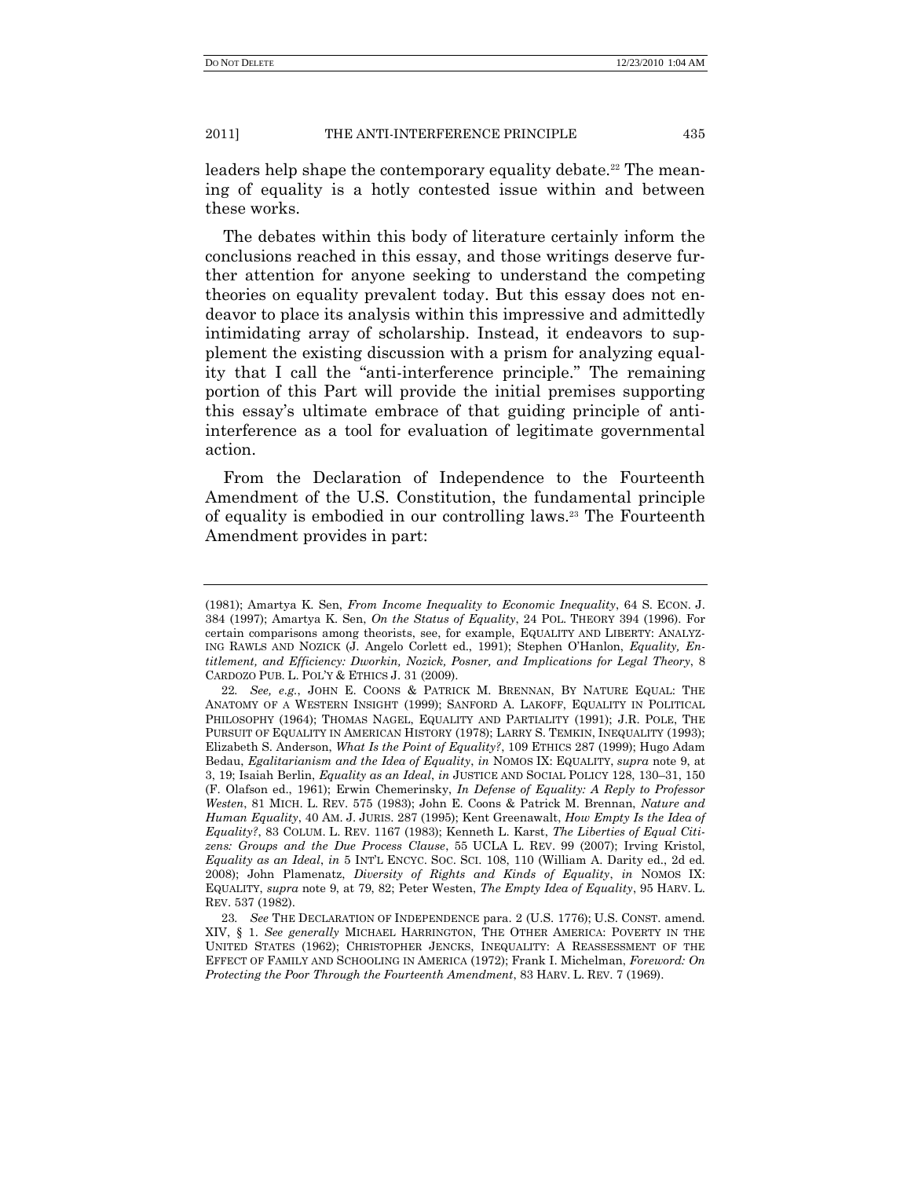leaders help shape the contemporary equality debate.[22] The meaning of equality is a hotly contested issue within and between these works.

The debates within this body of literature certainly inform the conclusions reached in this essay, and those writings deserve further attention for anyone seeking to understand the competing theories on equality prevalent today. But this essay does not endeavor to place its analysis within this impressive and admittedly intimidating array of scholarship. Instead, it endeavors to supplement the existing discussion with a prism for analyzing equality that I call the "anti-interference principle." The remaining portion of this Part will provide the initial premises supporting this essay's ultimate embrace of that guiding principle of anti-interference as a tool for evaluation of legitimate governmental action.

From the Declaration of Independence to the Fourteenth Amendment of the U.S. Constitution, the fundamental principle of equality is embodied in our controlling laws.[23] The Fourteenth Amendment provides in part:

---

(1981); Amartya K. Sen, *From Income Inequality to Economic Inequality*, 64 S. ECON. J. 384 (1997); Amartya K. Sen, *On the Status of Equality*, 24 POL. THEORY 394 (1996). For certain comparisons among theorists, see, for example, EQUALITY AND LIBERTY: ANALYZING RAWLS AND NOZICK (J. Angelo Corlett ed., 1991); Stephen O'Hanlon, *Equality, Entitlement, and Efficiency: Dworkin, Nozick, Posner, and Implications for Legal Theory*, 8 CARDOZO PUB. L. POL'Y & ETHICS J. 31 (2009).

22. *See, e.g.*, JOHN E. COONS & PATRICK M. BRENNAN, BY NATURE EQUAL: THE ANATOMY OF A WESTERN INSIGHT (1999); SANFORD A. LAKOFF, EQUALITY IN POLITICAL PHILOSOPHY (1964); THOMAS NAGEL, EQUALITY AND PARTIALITY (1991); J.R. POLE, THE PURSUIT OF EQUALITY IN AMERICAN HISTORY (1978); LARRY S. TEMKIN, INEQUALITY (1993); Elizabeth S. Anderson, *What Is the Point of Equality?*, 109 ETHICS 287 (1999); Hugo Adam Bedau, *Egalitarianism and the Idea of Equality*, *in* NOMOS IX: EQUALITY, *supra* note 9, at 3, 19; Isaiah Berlin, *Equality as an Ideal*, *in* JUSTICE AND SOCIAL POLICY 128, 130–31, 150 (F. Olafson ed., 1961); Erwin Chemerinsky, *In Defense of Equality: A Reply to Professor Westen*, 81 MICH. L. REV. 575 (1983); John E. Coons & Patrick M. Brennan, *Nature and Human Equality*, 40 AM. J. JURIS. 287 (1995); Kent Greenawalt, *How Empty Is the Idea of Equality?*, 83 COLUM. L. REV. 1167 (1983); Kenneth L. Karst, *The Liberties of Equal Citizens: Groups and the Due Process Clause*, 55 UCLA L. REV. 99 (2007); Irving Kristol, *Equality as an Ideal*, *in* 5 INT'L ENCYC. SOC. SCI. 108, 110 (William A. Darity ed., 2d ed. 2008); John Plamenatz, *Diversity of Rights and Kinds of Equality*, *in* NOMOS IX: EQUALITY, *supra* note 9, at 79, 82; Peter Westen, *The Empty Idea of Equality*, 95 HARV. L. REV. 537 (1982).

23. *See* THE DECLARATION OF INDEPENDENCE para. 2 (U.S. 1776); U.S. CONST. amend. XIV, § 1. *See generally* MICHAEL HARRINGTON, THE OTHER AMERICA: POVERTY IN THE UNITED STATES (1962); CHRISTOPHER JENCKS, INEQUALITY: A REASSESSMENT OF THE EFFECT OF FAMILY AND SCHOOLING IN AMERICA (1972); Frank I. Michelman, *Foreword: On Protecting the Poor Through the Fourteenth Amendment*, 83 HARV. L. REV. 7 (1969).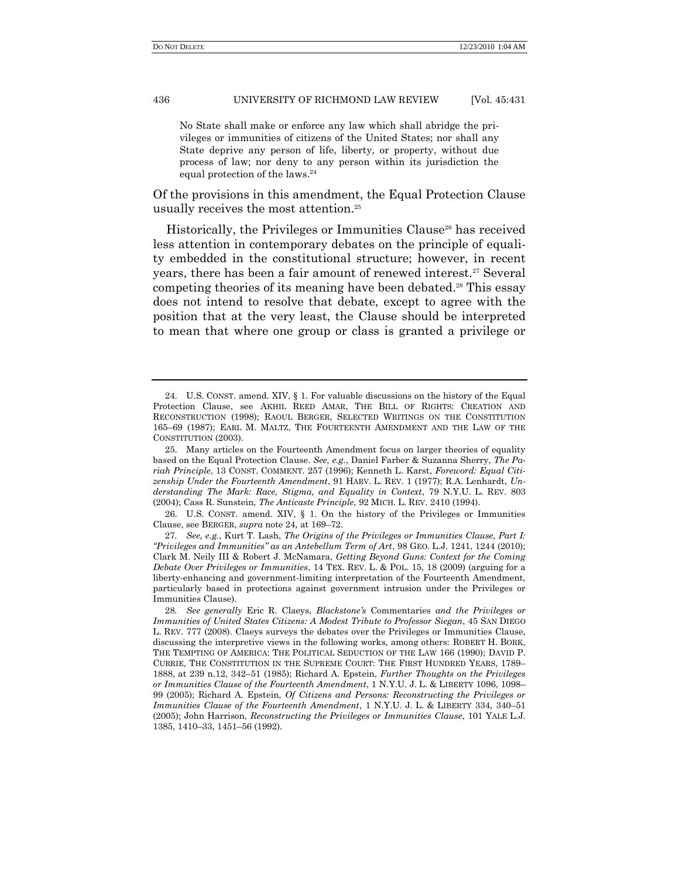> No State shall make or enforce any law which shall abridge the privileges or immunities of citizens of the United States; nor shall any State deprive any person of life, liberty, or property, without due process of law; nor deny to any person within its jurisdiction the equal protection of the laws.[24]

Of the provisions in this amendment, the Equal Protection Clause usually receives the most attention.[25]

Historically, the Privileges or Immunities Clause[26] has received less attention in contemporary debates on the principle of equality embedded in the constitutional structure; however, in recent years, there has been a fair amount of renewed interest.[27] Several competing theories of its meaning have been debated.[28] This essay does not intend to resolve that debate, except to agree with the position that at the very least, the Clause should be interpreted to mean that where one group or class is granted a privilege or

---

24. U.S. CONST. amend. XIV, § 1. For valuable discussions on the history of the Equal Protection Clause, see AKHIL REED AMAR, THE BILL OF RIGHTS: CREATION AND RECONSTRUCTION (1998); RAOUL BERGER, SELECTED WRITINGS ON THE CONSTITUTION 165–69 (1987); EARL M. MALTZ, THE FOURTEENTH AMENDMENT AND THE LAW OF THE CONSTITUTION (2003).

25. Many articles on the Fourteenth Amendment focus on larger theories of equality based on the Equal Protection Clause. *See, e.g.*, Daniel Farber & Suzanna Sherry, *The Pariah Principle*, 13 CONST. COMMENT. 257 (1996); Kenneth L. Karst, *Foreword: Equal Citizenship Under the Fourteenth Amendment*, 91 HARV. L. REV. 1 (1977); R.A. Lenhardt, *Understanding The Mark: Race, Stigma, and Equality in Context*, 79 N.Y.U. L. REV. 803 (2004); Cass R. Sunstein, *The Anticaste Principle*, 92 MICH. L. REV. 2410 (1994).

26. U.S. CONST. amend. XIV, § 1. On the history of the Privileges or Immunities Clause, see BERGER, *supra* note 24, at 169–72.

27. *See, e.g.*, Kurt T. Lash, *The Origins of the Privileges or Immunities Clause, Part I: "Privileges and Immunities" as an Antebellum Term of Art*, 98 GEO. L.J. 1241, 1244 (2010); Clark M. Neily III & Robert J. McNamara, *Getting Beyond Guns: Context for the Coming Debate Over Privileges or Immunities*, 14 TEX. REV. L. & POL. 15, 18 (2009) (arguing for a liberty-enhancing and government-limiting interpretation of the Fourteenth Amendment, particularly based in protections against government intrusion under the Privileges or Immunities Clause).

28. *See generally* Eric R. Claeys, *Blackstone's* Commentaries *and the Privileges or Immunities of United States Citizens: A Modest Tribute to Professor Siegan*, 45 SAN DIEGO L. REV. 777 (2008). Claeys surveys the debates over the Privileges or Immunities Clause, discussing the interpretive views in the following works, among others: ROBERT H. BORK, THE TEMPTING OF AMERICA: THE POLITICAL SEDUCTION OF THE LAW 166 (1990); DAVID P. CURRIE, THE CONSTITUTION IN THE SUPREME COURT: THE FIRST HUNDRED YEARS, 1789–1888, at 239 n.12, 342–51 (1985); Richard A. Epstein, *Further Thoughts on the Privileges or Immunities Clause of the Fourteenth Amendment*, 1 N.Y.U. J. L. & LIBERTY 1096, 1098–99 (2005); Richard A. Epstein, *Of Citizens and Persons: Reconstructing the Privileges or Immunities Clause of the Fourteenth Amendment*, 1 N.Y.U. J. L. & LIBERTY 334, 340–51 (2005); John Harrison, *Reconstructing the Privileges or Immunities Clause*, 101 YALE L.J. 1385, 1410–33, 1451–56 (1992).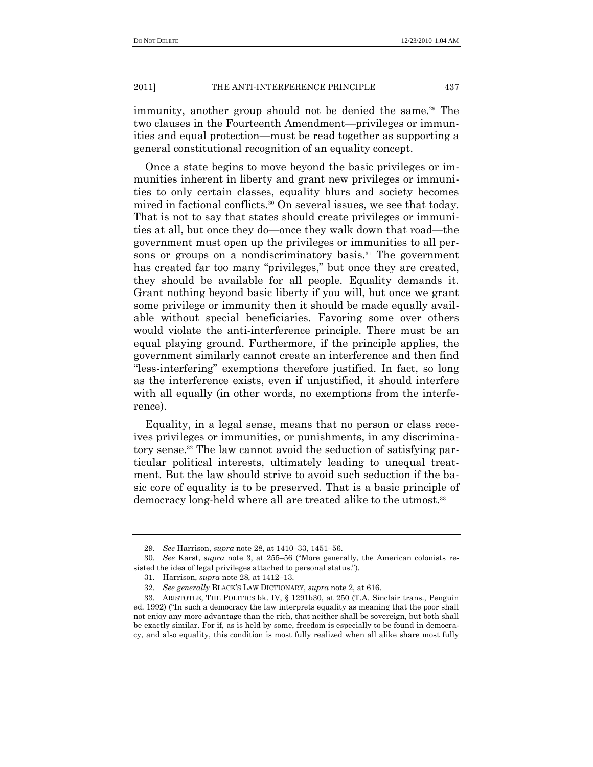immunity, another group should not be denied the same.[29] The two clauses in the Fourteenth Amendment—privileges or immunities and equal protection—must be read together as supporting a general constitutional recognition of an equality concept.

Once a state begins to move beyond the basic privileges or immunities inherent in liberty and grant new privileges or immunities to only certain classes, equality blurs and society becomes mired in factional conflicts.[30] On several issues, we see that today. That is not to say that states should create privileges or immunities at all, but once they do—once they walk down that road—the government must open up the privileges or immunities to all persons or groups on a nondiscriminatory basis.[31] The government has created far too many "privileges," but once they are created, they should be available for all people. Equality demands it. Grant nothing beyond basic liberty if you will, but once we grant some privilege or immunity then it should be made equally available without special beneficiaries. Favoring some over others would violate the anti-interference principle. There must be an equal playing ground. Furthermore, if the principle applies, the government similarly cannot create an interference and then find "less-interfering" exemptions therefore justified. In fact, so long as the interference exists, even if unjustified, it should interfere with all equally (in other words, no exemptions from the interference).

Equality, in a legal sense, means that no person or class receives privileges or immunities, or punishments, in any discriminatory sense.[32] The law cannot avoid the seduction of satisfying particular political interests, ultimately leading to unequal treatment. But the law should strive to avoid such seduction if the basic core of equality is to be preserved. That is a basic principle of democracy long-held where all are treated alike to the utmost.[33]

---

29. *See* Harrison, *supra* note 28, at 1410–33, 1451–56.

30. *See* Karst, *supra* note 3, at 255–56 ("More generally, the American colonists resisted the idea of legal privileges attached to personal status.").

31. Harrison, *supra* note 28, at 1412–13.

32. *See generally* BLACK'S LAW DICTIONARY, *supra* note 2, at 616.

33. ARISTOTLE, THE POLITICS bk. IV, § 1291b30, at 250 (T.A. Sinclair trans., Penguin ed. 1992) ("In such a democracy the law interprets equality as meaning that the poor shall not enjoy any more advantage than the rich, that neither shall be sovereign, but both shall be exactly similar. For if, as is held by some, freedom is especially to be found in democracy, and also equality, this condition is most fully realized when all alike share most fully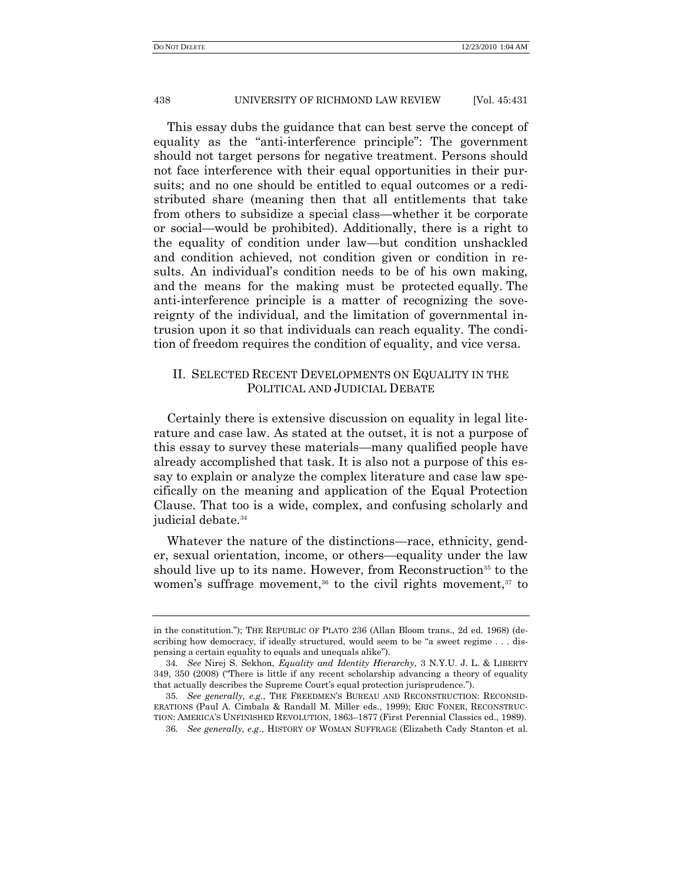This essay dubs the guidance that can best serve the concept of equality as the "anti-interference principle": The government should not target persons for negative treatment. Persons should not face interference with their equal opportunities in their pursuits; and no one should be entitled to equal outcomes or a redistributed share (meaning then that all entitlements that take from others to subsidize a special class—whether it be corporate or social—would be prohibited). Additionally, there is a right to the equality of condition under law—but condition unshackled and condition achieved, not condition given or condition in results. An individual's condition needs to be of his own making, and the means for the making must be protected equally. The anti-interference principle is a matter of recognizing the sovereignty of the individual, and the limitation of governmental intrusion upon it so that individuals can reach equality. The condition of freedom requires the condition of equality, and vice versa.

## II. SELECTED RECENT DEVELOPMENTS ON EQUALITY IN THE POLITICAL AND JUDICIAL DEBATE

Certainly there is extensive discussion on equality in legal literature and case law. As stated at the outset, it is not a purpose of this essay to survey these materials—many qualified people have already accomplished that task. It is also not a purpose of this essay to explain or analyze the complex literature and case law specifically on the meaning and application of the Equal Protection Clause. That too is a wide, complex, and confusing scholarly and judicial debate.[34]

Whatever the nature of the distinctions—race, ethnicity, gender, sexual orientation, income, or others—equality under the law should live up to its name. However, from Reconstruction[35] to the women's suffrage movement,[36] to the civil rights movement,[37] to

---

in the constitution."); THE REPUBLIC OF PLATO 236 (Allan Bloom trans., 2d ed. 1968) (describing how democracy, if ideally structured, would seem to be "a sweet regime . . . dispensing a certain equality to equals and unequals alike").

34. *See* Nirej S. Sekhon, *Equality and Identity Hierarchy*, 3 N.Y.U. J. L. & LIBERTY 349, 350 (2008) ("There is little if any recent scholarship advancing a theory of equality that actually describes the Supreme Court's equal protection jurisprudence.").

35. *See generally, e.g.*, THE FREEDMEN'S BUREAU AND RECONSTRUCTION: RECONSIDERATIONS (Paul A. Cimbala & Randall M. Miller eds., 1999); ERIC FONER, RECONSTRUCTION: AMERICA'S UNFINISHED REVOLUTION, 1863–1877 (First Perennial Classics ed., 1989).

36. *See generally, e.g.*, HISTORY OF WOMAN SUFFRAGE (Elizabeth Cady Stanton et al.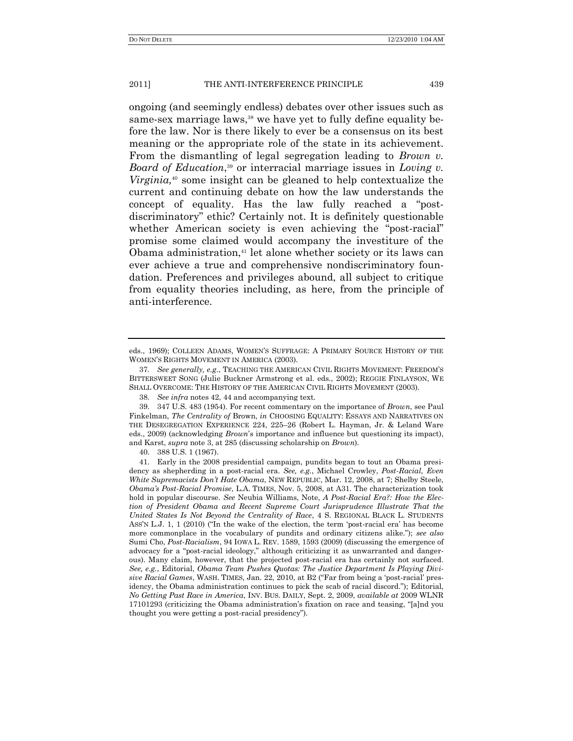ongoing (and seemingly endless) debates over other issues such as same-sex marriage laws,[38] we have yet to fully define equality before the law. Nor is there likely to ever be a consensus on its best meaning or the appropriate role of the state in its achievement. From the dismantling of legal segregation leading to *Brown v. Board of Education*,[39] or interracial marriage issues in *Loving v. Virginia*,[40] some insight can be gleaned to help contextualize the current and continuing debate on how the law understands the concept of equality. Has the law fully reached a "post-discriminatory" ethic? Certainly not. It is definitely questionable whether American society is even achieving the "post-racial" promise some claimed would accompany the investiture of the Obama administration,[41] let alone whether society or its laws can ever achieve a true and comprehensive nondiscriminatory foundation. Preferences and privileges abound, all subject to critique from equality theories including, as here, from the principle of anti-interference.

---

eds., 1969); COLLEEN ADAMS, WOMEN'S SUFFRAGE: A PRIMARY SOURCE HISTORY OF THE WOMEN'S RIGHTS MOVEMENT IN AMERICA (2003).

37. *See generally, e.g.*, TEACHING THE AMERICAN CIVIL RIGHTS MOVEMENT: FREEDOM'S BITTERSWEET SONG (Julie Buckner Armstrong et al. eds., 2002); REGGIE FINLAYSON, WE SHALL OVERCOME: THE HISTORY OF THE AMERICAN CIVIL RIGHTS MOVEMENT (2003).

38. *See infra* notes 42, 44 and accompanying text.

39. 347 U.S. 483 (1954). For recent commentary on the importance of *Brown*, see Paul Finkelman, *The Centrality of* Brown, *in* CHOOSING EQUALITY: ESSAYS AND NARRATIVES ON THE DESEGREGATION EXPERIENCE 224, 225–26 (Robert L. Hayman, Jr. & Leland Ware eds., 2009) (acknowledging *Brown*'s importance and influence but questioning its impact), and Karst, *supra* note 3, at 285 (discussing scholarship on *Brown*).

40. 388 U.S. 1 (1967).

41. Early in the 2008 presidential campaign, pundits began to tout an Obama presidency as shepherding in a post-racial era. *See, e.g.*, Michael Crowley, *Post-Racial, Even White Supremacists Don't Hate Obama*, NEW REPUBLIC, Mar. 12, 2008, at 7; Shelby Steele, *Obama's Post-Racial Promise*, L.A. TIMES, Nov. 5, 2008, at A31. The characterization took hold in popular discourse. *See* Neubia Williams, Note, *A Post-Racial Era?: How the Election of President Obama and Recent Supreme Court Jurisprudence Illustrate That the United States Is Not Beyond the Centrality of Race*, 4 S. REGIONAL BLACK L. STUDENTS ASS'N L.J. 1, 1 (2010) ("In the wake of the election, the term 'post-racial era' has become more commonplace in the vocabulary of pundits and ordinary citizens alike."); *see also* Sumi Cho, *Post-Racialism*, 94 IOWA L. REV. 1589, 1593 (2009) (discussing the emergence of advocacy for a "post-racial ideology," although criticizing it as unwarranted and dangerous). Many claim, however, that the projected post-racial era has certainly not surfaced. *See, e.g.*, Editorial, *Obama Team Pushes Quotas: The Justice Department Is Playing Divisive Racial Games*, WASH. TIMES, Jan. 22, 2010, at B2 ("Far from being a 'post-racial' presidency, the Obama administration continues to pick the scab of racial discord."); Editorial, *No Getting Past Race in America*, INV. BUS. DAILY, Sept. 2, 2009, *available at* 2009 WLNR 17101293 (criticizing the Obama administration's fixation on race and teasing, "[a]nd you thought you were getting a post-racial presidency").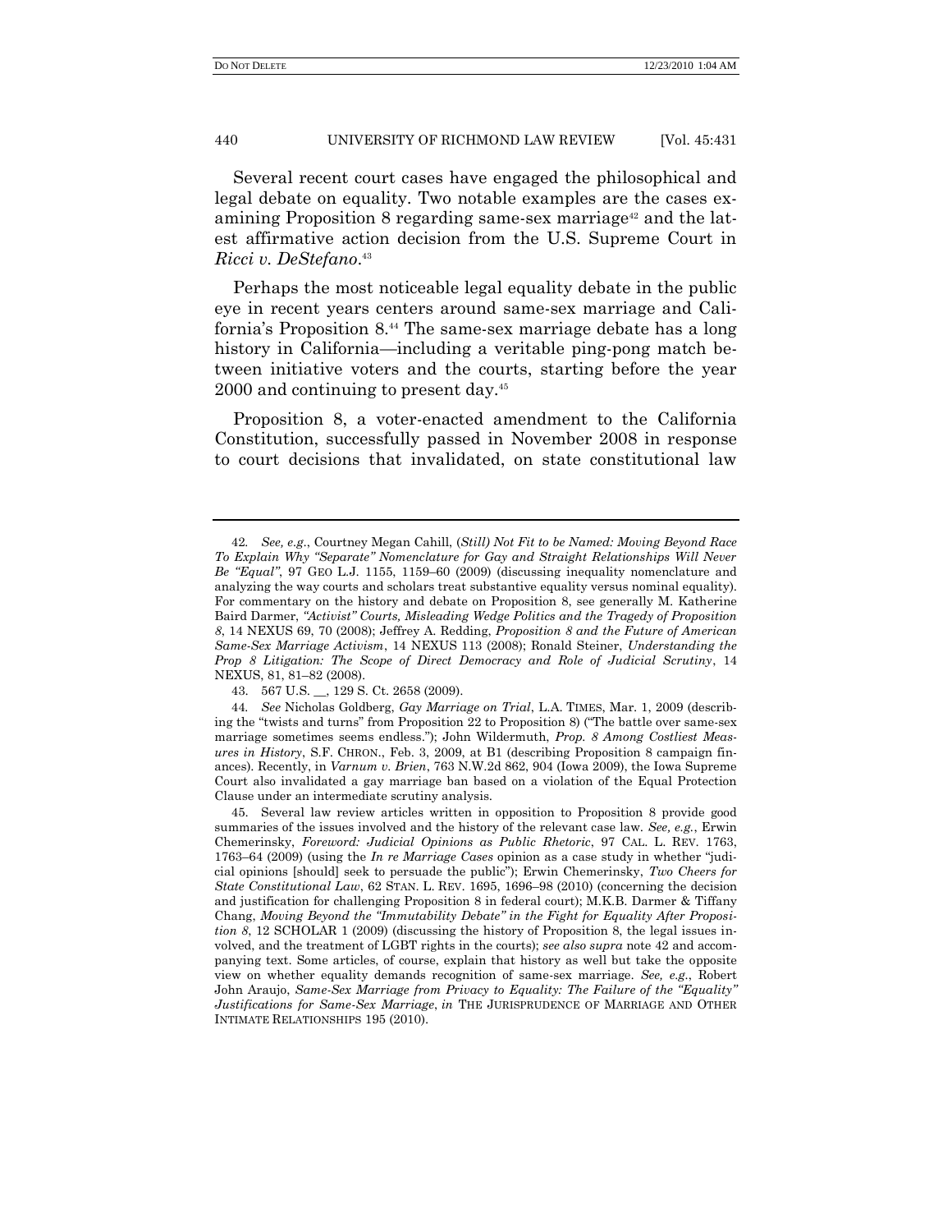Several recent court cases have engaged the philosophical and legal debate on equality. Two notable examples are the cases examining Proposition 8 regarding same-sex marriage[42] and the latest affirmative action decision from the U.S. Supreme Court in *Ricci v. DeStefano*.[43]

Perhaps the most noticeable legal equality debate in the public eye in recent years centers around same-sex marriage and California's Proposition 8.[44] The same-sex marriage debate has a long history in California—including a veritable ping-pong match between initiative voters and the courts, starting before the year 2000 and continuing to present day.[45]

Proposition 8, a voter-enacted amendment to the California Constitution, successfully passed in November 2008 in response to court decisions that invalidated, on state constitutional law

---

42. *See, e.g.*, Courtney Megan Cahill, (*Still) Not Fit to be Named: Moving Beyond Race To Explain Why "Separate" Nomenclature for Gay and Straight Relationships Will Never Be "Equal"*, 97 GEO L.J. 1155, 1159–60 (2009) (discussing inequality nomenclature and analyzing the way courts and scholars treat substantive equality versus nominal equality). For commentary on the history and debate on Proposition 8, see generally M. Katherine Baird Darmer, *"Activist" Courts, Misleading Wedge Politics and the Tragedy of Proposition 8*, 14 NEXUS 69, 70 (2008); Jeffrey A. Redding, *Proposition 8 and the Future of American Same-Sex Marriage Activism*, 14 NEXUS 113 (2008); Ronald Steiner, *Understanding the Prop 8 Litigation: The Scope of Direct Democracy and Role of Judicial Scrutiny*, 14 NEXUS, 81, 81–82 (2008).

43. 567 U.S. __, 129 S. Ct. 2658 (2009).

44. *See* Nicholas Goldberg, *Gay Marriage on Trial*, L.A. TIMES, Mar. 1, 2009 (describing the "twists and turns" from Proposition 22 to Proposition 8) ("The battle over same-sex marriage sometimes seems endless."); John Wildermuth, *Prop. 8 Among Costliest Measures in History*, S.F. CHRON., Feb. 3, 2009, at B1 (describing Proposition 8 campaign finances). Recently, in *Varnum v. Brien*, 763 N.W.2d 862, 904 (Iowa 2009), the Iowa Supreme Court also invalidated a gay marriage ban based on a violation of the Equal Protection Clause under an intermediate scrutiny analysis.

45. Several law review articles written in opposition to Proposition 8 provide good summaries of the issues involved and the history of the relevant case law. *See, e.g.*, Erwin Chemerinsky, *Foreword: Judicial Opinions as Public Rhetoric*, 97 CAL. L. REV. 1763, 1763–64 (2009) (using the *In re Marriage Cases* opinion as a case study in whether "judicial opinions [should] seek to persuade the public"); Erwin Chemerinsky, *Two Cheers for State Constitutional Law*, 62 STAN. L. REV. 1695, 1696–98 (2010) (concerning the decision and justification for challenging Proposition 8 in federal court); M.K.B. Darmer & Tiffany Chang, *Moving Beyond the "Immutability Debate" in the Fight for Equality After Proposition 8*, 12 SCHOLAR 1 (2009) (discussing the history of Proposition 8, the legal issues involved, and the treatment of LGBT rights in the courts); *see also supra* note 42 and accompanying text. Some articles, of course, explain that history as well but take the opposite view on whether equality demands recognition of same-sex marriage. *See, e.g.*, Robert John Araujo, *Same-Sex Marriage from Privacy to Equality: The Failure of the "Equality" Justifications for Same-Sex Marriage*, *in* THE JURISPRUDENCE OF MARRIAGE AND OTHER INTIMATE RELATIONSHIPS 195 (2010).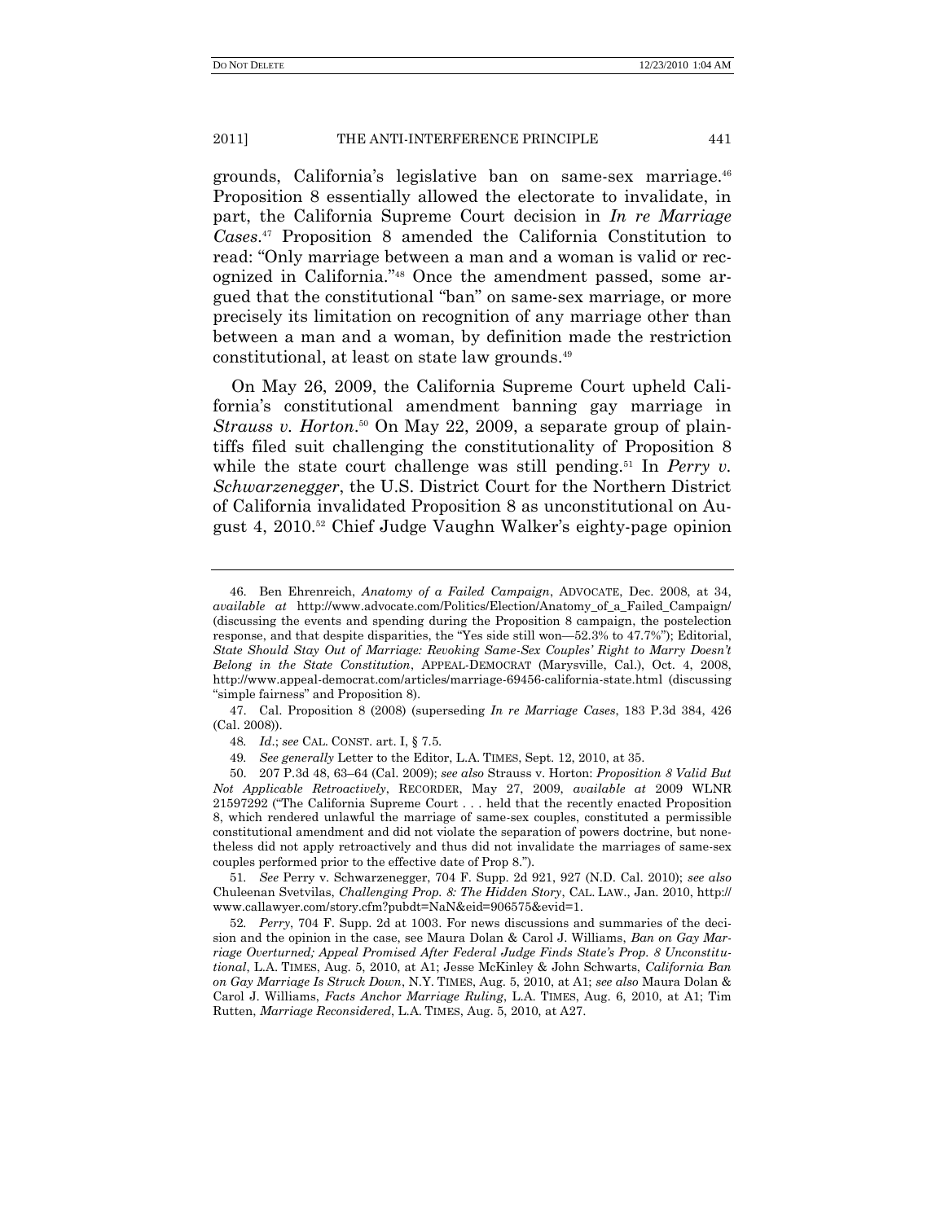grounds, California's legislative ban on same-sex marriage.[46] Proposition 8 essentially allowed the electorate to invalidate, in part, the California Supreme Court decision in *In re Marriage Cases*.[47] Proposition 8 amended the California Constitution to read: "Only marriage between a man and a woman is valid or recognized in California."[48] Once the amendment passed, some argued that the constitutional "ban" on same-sex marriage, or more precisely its limitation on recognition of any marriage other than between a man and a woman, by definition made the restriction constitutional, at least on state law grounds.[49]

On May 26, 2009, the California Supreme Court upheld California's constitutional amendment banning gay marriage in *Strauss v. Horton*.[50] On May 22, 2009, a separate group of plaintiffs filed suit challenging the constitutionality of Proposition 8 while the state court challenge was still pending.[51] In *Perry v. Schwarzenegger*, the U.S. District Court for the Northern District of California invalidated Proposition 8 as unconstitutional on August 4, 2010.[52] Chief Judge Vaughn Walker's eighty-page opinion

---

46. Ben Ehrenreich, *Anatomy of a Failed Campaign*, ADVOCATE, Dec. 2008, at 34, *available at* http://www.advocate.com/Politics/Election/Anatomy_of_a_Failed_Campaign/ (discussing the events and spending during the Proposition 8 campaign, the postelection response, and that despite disparities, the "Yes side still won—52.3% to 47.7%"); Editorial, *State Should Stay Out of Marriage: Revoking Same-Sex Couples' Right to Marry Doesn't Belong in the State Constitution*, APPEAL-DEMOCRAT (Marysville, Cal.), Oct. 4, 2008, http://www.appeal-democrat.com/articles/marriage-69456-california-state.html (discussing "simple fairness" and Proposition 8).

47. Cal. Proposition 8 (2008) (superseding *In re Marriage Cases*, 183 P.3d 384, 426 (Cal. 2008)).

48. *Id*.; *see* CAL. CONST. art. I, § 7.5.

49. *See generally* Letter to the Editor, L.A. TIMES, Sept. 12, 2010, at 35.

50. 207 P.3d 48, 63–64 (Cal. 2009); *see also* Strauss v. Horton: *Proposition 8 Valid But Not Applicable Retroactively*, RECORDER, May 27, 2009, *available at* 2009 WLNR 21597292 ("The California Supreme Court . . . held that the recently enacted Proposition 8, which rendered unlawful the marriage of same-sex couples, constituted a permissible constitutional amendment and did not violate the separation of powers doctrine, but nonetheless did not apply retroactively and thus did not invalidate the marriages of same-sex couples performed prior to the effective date of Prop 8.").

51. *See* Perry v. Schwarzenegger, 704 F. Supp. 2d 921, 927 (N.D. Cal. 2010); *see also* Chuleenan Svetvilas, *Challenging Prop. 8: The Hidden Story*, CAL. LAW., Jan. 2010, http://www.callawyer.com/story.cfm?pubdt=NaN&eid=906575&evid=1.

52. *Perry*, 704 F. Supp. 2d at 1003. For news discussions and summaries of the decision and the opinion in the case, see Maura Dolan & Carol J. Williams, *Ban on Gay Marriage Overturned; Appeal Promised After Federal Judge Finds State's Prop. 8 Unconstitutional*, L.A. TIMES, Aug. 5, 2010, at A1; Jesse McKinley & John Schwarts, *California Ban on Gay Marriage Is Struck Down*, N.Y. TIMES, Aug. 5, 2010, at A1; *see also* Maura Dolan & Carol J. Williams, *Facts Anchor Marriage Ruling*, L.A. TIMES, Aug. 6, 2010, at A1; Tim Rutten, *Marriage Reconsidered*, L.A. TIMES, Aug. 5, 2010, at A27.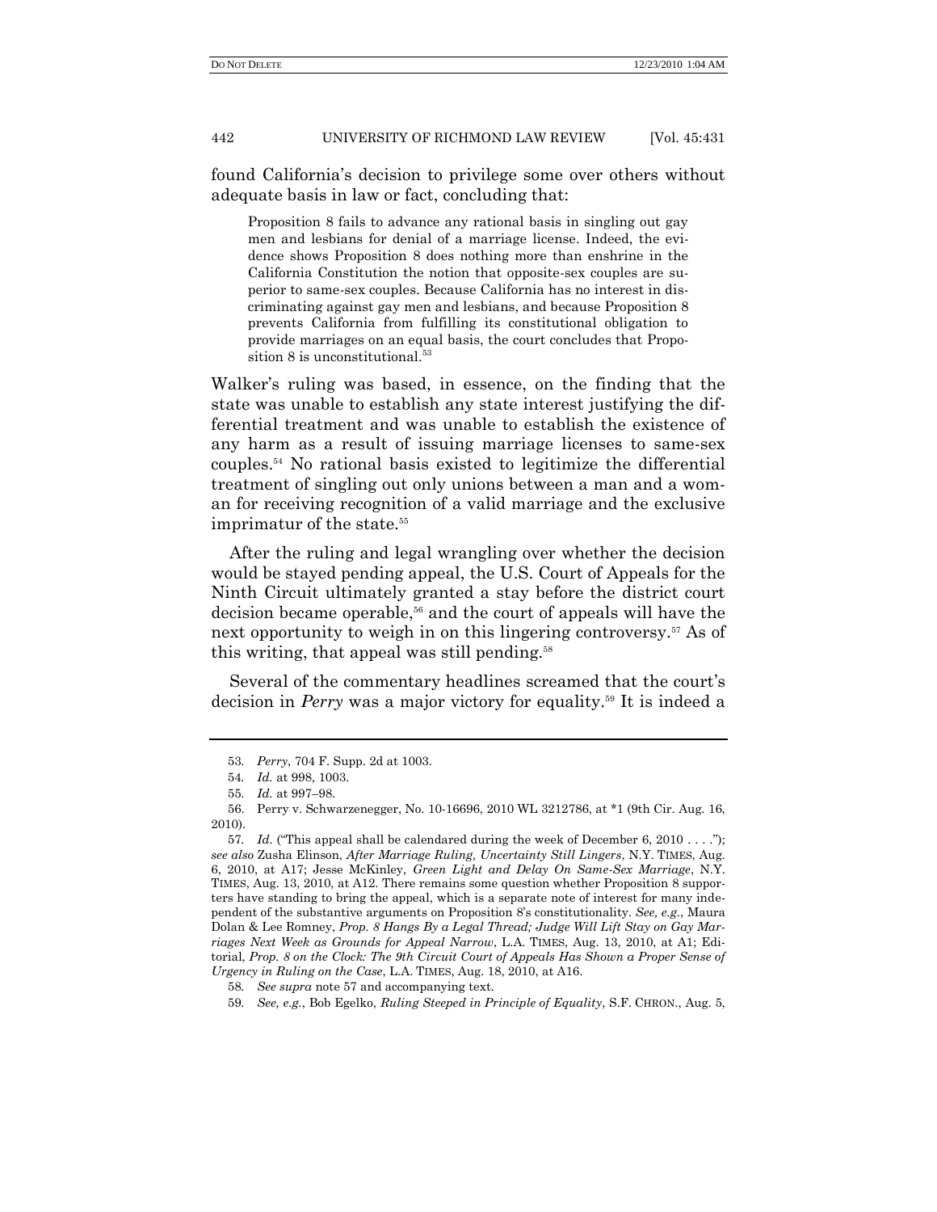found California's decision to privilege some over others without adequate basis in law or fact, concluding that:

> Proposition 8 fails to advance any rational basis in singling out gay men and lesbians for denial of a marriage license. Indeed, the evidence shows Proposition 8 does nothing more than enshrine in the California Constitution the notion that opposite-sex couples are superior to same-sex couples. Because California has no interest in discriminating against gay men and lesbians, and because Proposition 8 prevents California from fulfilling its constitutional obligation to provide marriages on an equal basis, the court concludes that Proposition 8 is unconstitutional.[53]

Walker's ruling was based, in essence, on the finding that the state was unable to establish any state interest justifying the differential treatment and was unable to establish the existence of any harm as a result of issuing marriage licenses to same-sex couples.[54] No rational basis existed to legitimize the differential treatment of singling out only unions between a man and a woman for receiving recognition of a valid marriage and the exclusive imprimatur of the state.[55]

After the ruling and legal wrangling over whether the decision would be stayed pending appeal, the U.S. Court of Appeals for the Ninth Circuit ultimately granted a stay before the district court decision became operable,[56] and the court of appeals will have the next opportunity to weigh in on this lingering controversy.[57] As of this writing, that appeal was still pending.[58]

Several of the commentary headlines screamed that the court's decision in *Perry* was a major victory for equality.[59] It is indeed a

---

53. *Perry*, 704 F. Supp. 2d at 1003.

54. *Id.* at 998, 1003.

55. *Id.* at 997–98.

56. Perry v. Schwarzenegger, No. 10-16696, 2010 WL 3212786, at *1 (9th Cir. Aug. 16, 2010).

57. *Id*. ("This appeal shall be calendared during the week of December 6, 2010 . . . ."); *see also* Zusha Elinson, *After Marriage Ruling, Uncertainty Still Lingers*, N.Y. TIMES, Aug. 6, 2010, at A17; Jesse McKinley, *Green Light and Delay On Same-Sex Marriage*, N.Y. TIMES, Aug. 13, 2010, at A12. There remains some question whether Proposition 8 supporters have standing to bring the appeal, which is a separate note of interest for many independent of the substantive arguments on Proposition 8's constitutionality. *See, e.g.*, Maura Dolan & Lee Romney, *Prop. 8 Hangs By a Legal Thread; Judge Will Lift Stay on Gay Marriages Next Week as Grounds for Appeal Narrow*, L.A. TIMES, Aug. 13, 2010, at A1; Editorial, *Prop. 8 on the Clock: The 9th Circuit Court of Appeals Has Shown a Proper Sense of Urgency in Ruling on the Case*, L.A. TIMES, Aug. 18, 2010, at A16.

58. *See supra* note 57 and accompanying text.

59. *See, e.g.*, Bob Egelko, *Ruling Steeped in Principle of Equality*, S.F. CHRON., Aug. 5,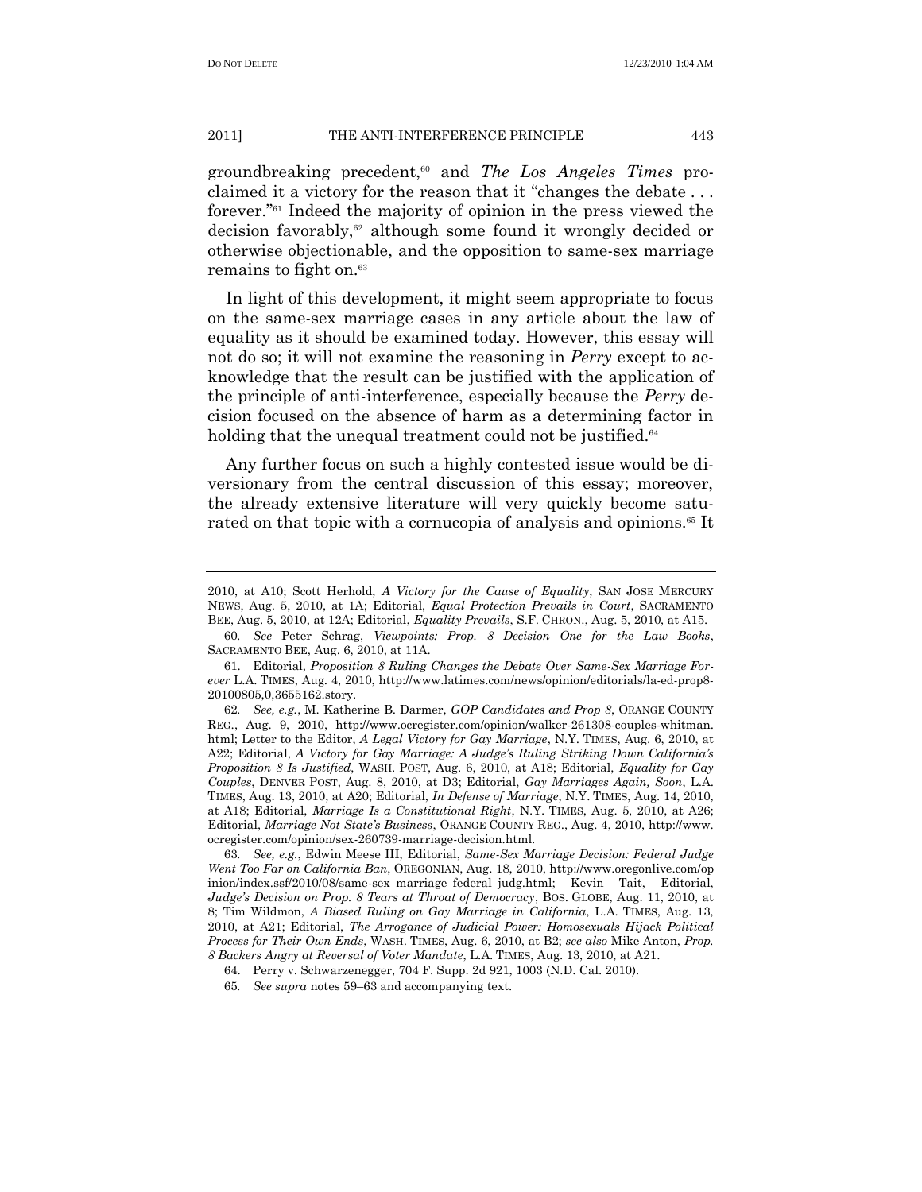groundbreaking precedent,[60] and *The Los Angeles Times* proclaimed it a victory for the reason that it "changes the debate . . . forever."[61] Indeed the majority of opinion in the press viewed the decision favorably,[62] although some found it wrongly decided or otherwise objectionable, and the opposition to same-sex marriage remains to fight on.[63]

In light of this development, it might seem appropriate to focus on the same-sex marriage cases in any article about the law of equality as it should be examined today. However, this essay will not do so; it will not examine the reasoning in *Perry* except to acknowledge that the result can be justified with the application of the principle of anti-interference, especially because the *Perry* decision focused on the absence of harm as a determining factor in holding that the unequal treatment could not be justified.[64]

Any further focus on such a highly contested issue would be diversionary from the central discussion of this essay; moreover, the already extensive literature will very quickly become saturated on that topic with a cornucopia of analysis and opinions.[65] It

---

2010, at A10; Scott Herhold, *A Victory for the Cause of Equality*, SAN JOSE MERCURY NEWS, Aug. 5, 2010, at 1A; Editorial, *Equal Protection Prevails in Court*, SACRAMENTO BEE, Aug. 5, 2010, at 12A; Editorial, *Equality Prevails*, S.F. CHRON., Aug. 5, 2010, at A15.

60. *See* Peter Schrag, *Viewpoints: Prop. 8 Decision One for the Law Books*, SACRAMENTO BEE, Aug. 6, 2010, at 11A.

61. Editorial, *Proposition 8 Ruling Changes the Debate Over Same-Sex Marriage Forever* L.A. TIMES, Aug. 4, 2010, http://www.latimes.com/news/opinion/editorials/la-ed-prop8-20100805,0,3655162.story.

62. *See, e.g.*, M. Katherine B. Darmer, *GOP Candidates and Prop 8*, ORANGE COUNTY REG., Aug. 9, 2010, http://www.ocregister.com/opinion/walker-261308-couples-whitman.html; Letter to the Editor, *A Legal Victory for Gay Marriage*, N.Y. TIMES, Aug. 6, 2010, at A22; Editorial, *A Victory for Gay Marriage: A Judge's Ruling Striking Down California's Proposition 8 Is Justified*, WASH. POST, Aug. 6, 2010, at A18; Editorial, *Equality for Gay Couples*, DENVER POST, Aug. 8, 2010, at D3; Editorial, *Gay Marriages Again, Soon*, L.A. TIMES, Aug. 13, 2010, at A20; Editorial, *In Defense of Marriage*, N.Y. TIMES, Aug. 14, 2010, at A18; Editorial, *Marriage Is a Constitutional Right*, N.Y. TIMES, Aug. 5, 2010, at A26; Editorial, *Marriage Not State's Business*, ORANGE COUNTY REG., Aug. 4, 2010, http://www.ocregister.com/opinion/sex-260739-marriage-decision.html.

63. *See, e.g.*, Edwin Meese III, Editorial, *Same-Sex Marriage Decision: Federal Judge Went Too Far on California Ban*, OREGONIAN, Aug. 18, 2010, http://www.oregonlive.com/opinion/index.ssf/2010/08/same-sex_marriage_federal_judg.html; Kevin Tait, Editorial, *Judge's Decision on Prop. 8 Tears at Throat of Democracy*, BOS. GLOBE, Aug. 11, 2010, at 8; Tim Wildmon, *A Biased Ruling on Gay Marriage in California*, L.A. TIMES, Aug. 13, 2010, at A21; Editorial, *The Arrogance of Judicial Power: Homosexuals Hijack Political Process for Their Own Ends*, WASH. TIMES, Aug. 6, 2010, at B2; *see also* Mike Anton, *Prop. 8 Backers Angry at Reversal of Voter Mandate*, L.A. TIMES, Aug. 13, 2010, at A21.

64. Perry v. Schwarzenegger, 704 F. Supp. 2d 921, 1003 (N.D. Cal. 2010).

65. *See supra* notes 59–63 and accompanying text.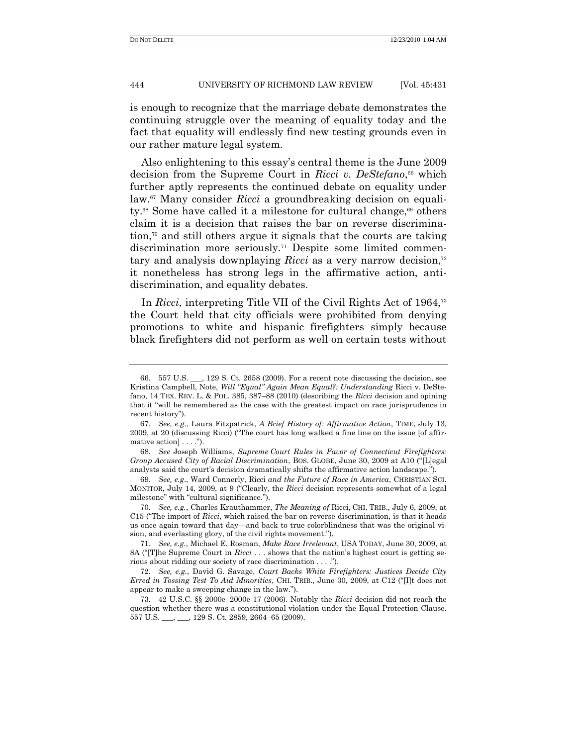is enough to recognize that the marriage debate demonstrates the continuing struggle over the meaning of equality today and the fact that equality will endlessly find new testing grounds even in our rather mature legal system.

Also enlightening to this essay's central theme is the June 2009 decision from the Supreme Court in *Ricci v. DeStefano*,[66] which further aptly represents the continued debate on equality under law.[67] Many consider *Ricci* a groundbreaking decision on equality.[68] Some have called it a milestone for cultural change,[69] others claim it is a decision that raises the bar on reverse discrimination,[70] and still others argue it signals that the courts are taking discrimination more seriously.[71] Despite some limited commentary and analysis downplaying *Ricci* as a very narrow decision,[72] it nonetheless has strong legs in the affirmative action, anti-discrimination, and equality debates.

In *Ricci*, interpreting Title VII of the Civil Rights Act of 1964,[73] the Court held that city officials were prohibited from denying promotions to white and hispanic firefighters simply because black firefighters did not perform as well on certain tests without

---

66. 557 U.S. ___, 129 S. Ct. 2658 (2009). For a recent note discussing the decision, see Kristina Campbell, Note, *Will "Equal" Again Mean Equal?: Understanding* Ricci v. DeStefano, 14 TEX. REV. L. & POL. 385, 387–88 (2010) (describing the *Ricci* decision and opining that it "will be remembered as the case with the greatest impact on race jurisprudence in recent history").

67. *See, e.g.*, Laura Fitzpatrick, *A Brief History of: Affirmative Action*, TIME, July 13, 2009, at 20 (discussing Ricci) ("The court has long walked a fine line on the issue [of affirmative action] . . . .").

68. *See* Joseph Williams, *Supreme Court Rules in Favor of Connecticut Firefighters: Group Accused City of Racial Discrimination*, BOS. GLOBE, June 30, 2009 at A10 ("[L]egal analysts said the court's decision dramatically shifts the affirmative action landscape.").

69. *See, e.g.*, Ward Connerly, Ricci *and the Future of Race in America*, CHRISTIAN SCI. MONITOR, July 14, 2009, at 9 ("Clearly, the *Ricci* decision represents somewhat of a legal milestone" with "cultural significance.").

70. *See, e.g.*, Charles Krauthammer, *The Meaning of* Ricci, CHI. TRIB., July 6, 2009, at C15 ("The import of *Ricci*, which raised the bar on reverse discrimination, is that it heads us once again toward that day—and back to true colorblindness that was the original vision, and everlasting glory, of the civil rights movement.").

71. *See, e.g.*, Michael E. Rosman, *Make Race Irrelevant*, USA TODAY, June 30, 2009, at 8A ("[T]he Supreme Court in *Ricci* . . . shows that the nation's highest court is getting serious about ridding our society of race discrimination . . . .").

72. *See, e.g.*, David G. Savage, *Court Backs White Firefighters: Justices Decide City Erred in Tossing Test To Aid Minorities*, CHI. TRIB., June 30, 2009, at C12 ("[I]t does not appear to make a sweeping change in the law.").

73. 42 U.S.C. §§ 2000e–2000e-17 (2006). Notably the *Ricci* decision did not reach the question whether there was a constitutional violation under the Equal Protection Clause. 557 U.S. ___, ___, 129 S. Ct. 2859, 2664–65 (2009).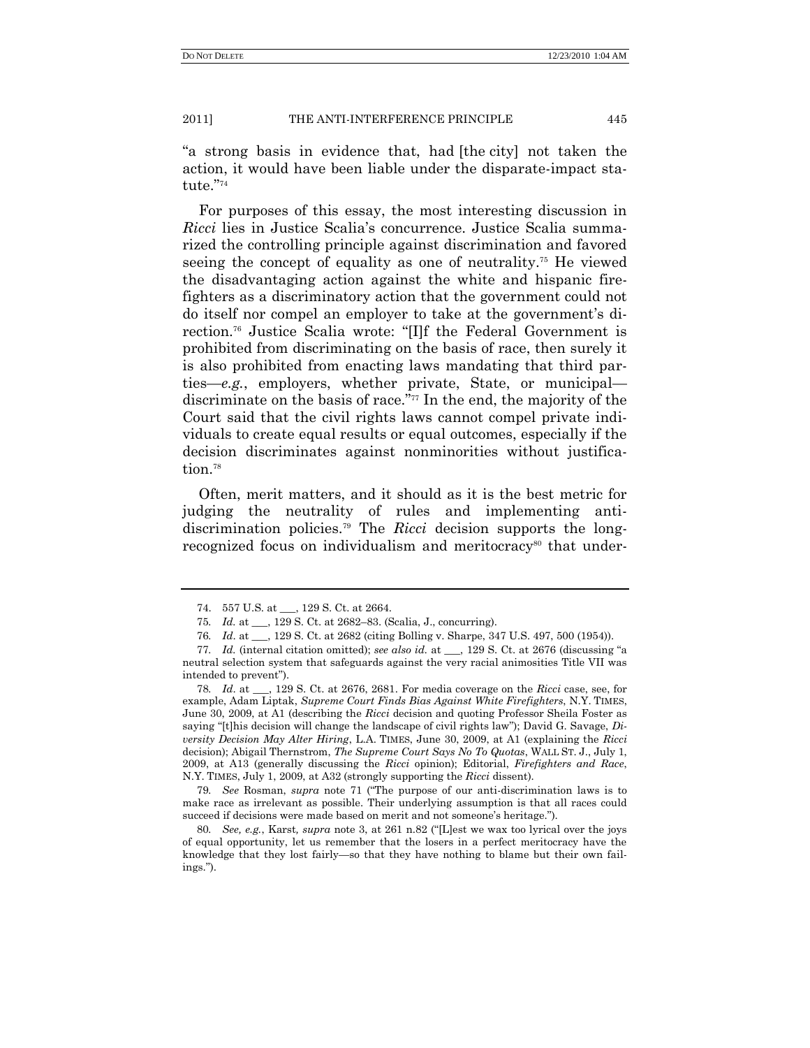"a strong basis in evidence that, had [the city] not taken the action, it would have been liable under the disparate-impact statute."[74]

For purposes of this essay, the most interesting discussion in *Ricci* lies in Justice Scalia's concurrence. Justice Scalia summarized the controlling principle against discrimination and favored seeing the concept of equality as one of neutrality.[75] He viewed the disadvantaging action against the white and hispanic firefighters as a discriminatory action that the government could not do itself nor compel an employer to take at the government's direction.[76] Justice Scalia wrote: "[I]f the Federal Government is prohibited from discriminating on the basis of race, then surely it is also prohibited from enacting laws mandating that third parties—*e.g.*, employers, whether private, State, or municipal—discriminate on the basis of race."[77] In the end, the majority of the Court said that the civil rights laws cannot compel private individuals to create equal results or equal outcomes, especially if the decision discriminates against nonminorities without justification.[78]

Often, merit matters, and it should as it is the best metric for judging the neutrality of rules and implementing anti-discrimination policies.[79] The *Ricci* decision supports the long-recognized focus on individualism and meritocracy[80] that under-

---

74. 557 U.S. at ___, 129 S. Ct. at 2664.

75. *Id.* at ___, 129 S. Ct. at 2682–83. (Scalia, J., concurring).

76. *Id*. at ___, 129 S. Ct. at 2682 (citing Bolling v. Sharpe, 347 U.S. 497, 500 (1954)).

77. *Id.* (internal citation omitted); *see also id.* at ___, 129 S. Ct. at 2676 (discussing "a neutral selection system that safeguards against the very racial animosities Title VII was intended to prevent").

78. *Id*. at ___, 129 S. Ct. at 2676, 2681. For media coverage on the *Ricci* case, see, for example, Adam Liptak, *Supreme Court Finds Bias Against White Firefighters*, N.Y. TIMES, June 30, 2009, at A1 (describing the *Ricci* decision and quoting Professor Sheila Foster as saying "[t]his decision will change the landscape of civil rights law"); David G. Savage, *Diversity Decision May Alter Hiring*, L.A. TIMES, June 30, 2009, at A1 (explaining the *Ricci* decision); Abigail Thernstrom, *The Supreme Court Says No To Quotas*, WALL ST. J., July 1, 2009, at A13 (generally discussing the *Ricci* opinion); Editorial, *Firefighters and Race*, N.Y. TIMES, July 1, 2009, at A32 (strongly supporting the *Ricci* dissent).

79. *See* Rosman, *supra* note 71 ("The purpose of our anti-discrimination laws is to make race as irrelevant as possible. Their underlying assumption is that all races could succeed if decisions were made based on merit and not someone's heritage.").

80. *See, e.g.*, Karst*, supra* note 3, at 261 n.82 ("[L]est we wax too lyrical over the joys of equal opportunity, let us remember that the losers in a perfect meritocracy have the knowledge that they lost fairly—so that they have nothing to blame but their own failings.").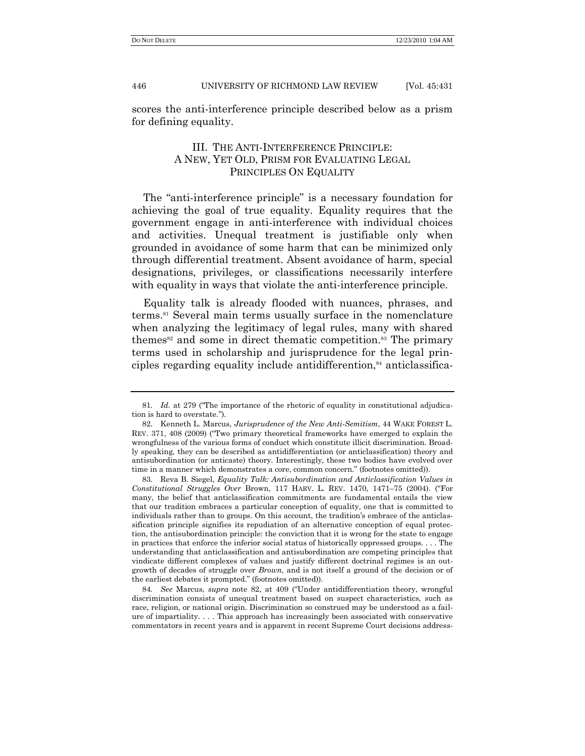scores the anti-interference principle described below as a prism for defining equality.

## III. THE ANTI-INTERFERENCE PRINCIPLE: A NEW, YET OLD, PRISM FOR EVALUATING LEGAL PRINCIPLES ON EQUALITY

The "anti-interference principle" is a necessary foundation for achieving the goal of true equality. Equality requires that the government engage in anti-interference with individual choices and activities. Unequal treatment is justifiable only when grounded in avoidance of some harm that can be minimized only through differential treatment. Absent avoidance of harm, special designations, privileges, or classifications necessarily interfere with equality in ways that violate the anti-interference principle.

Equality talk is already flooded with nuances, phrases, and terms.[81] Several main terms usually surface in the nomenclature when analyzing the legitimacy of legal rules, many with shared themes[82] and some in direct thematic competition.[83] The primary terms used in scholarship and jurisprudence for the legal principles regarding equality include antidifferention,[84] anticlassifica-

---

81. *Id.* at 279 ("The importance of the rhetoric of equality in constitutional adjudication is hard to overstate.").

82. Kenneth L. Marcus, *Jurisprudence of the New Anti-Semitism*, 44 WAKE FOREST L. REV. 371, 408 (2009) ("Two primary theoretical frameworks have emerged to explain the wrongfulness of the various forms of conduct which constitute illicit discrimination. Broadly speaking, they can be described as antidifferentiation (or anticlassification) theory and antisubordination (or anticaste) theory. Interestingly, these two bodies have evolved over time in a manner which demonstrates a core, common concern." (footnotes omitted)).

83. Reva B. Siegel, *Equality Talk: Antisubordination and Anticlassification Values in Constitutional Struggles Over* Brown, 117 HARV. L. REV. 1470, 1471–75 (2004). ("For many, the belief that anticlassification commitments are fundamental entails the view that our tradition embraces a particular conception of equality, one that is committed to individuals rather than to groups. On this account, the tradition's embrace of the anticlassification principle signifies its repudiation of an alternative conception of equal protection, the antisubordination principle: the conviction that it is wrong for the state to engage in practices that enforce the inferior social status of historically oppressed groups. . . . The understanding that anticlassification and antisubordination are competing principles that vindicate different complexes of values and justify different doctrinal regimes is an outgrowth of decades of struggle over *Brown*, and is not itself a ground of the decision or of the earliest debates it prompted." (footnotes omitted)).

84. *See* Marcus, *supra* note 82, at 409 ("Under antidifferentiation theory, wrongful discrimination consists of unequal treatment based on suspect characteristics, such as race, religion, or national origin. Discrimination so construed may be understood as a failure of impartiality. . . . This approach has increasingly been associated with conservative commentators in recent years and is apparent in recent Supreme Court decisions address-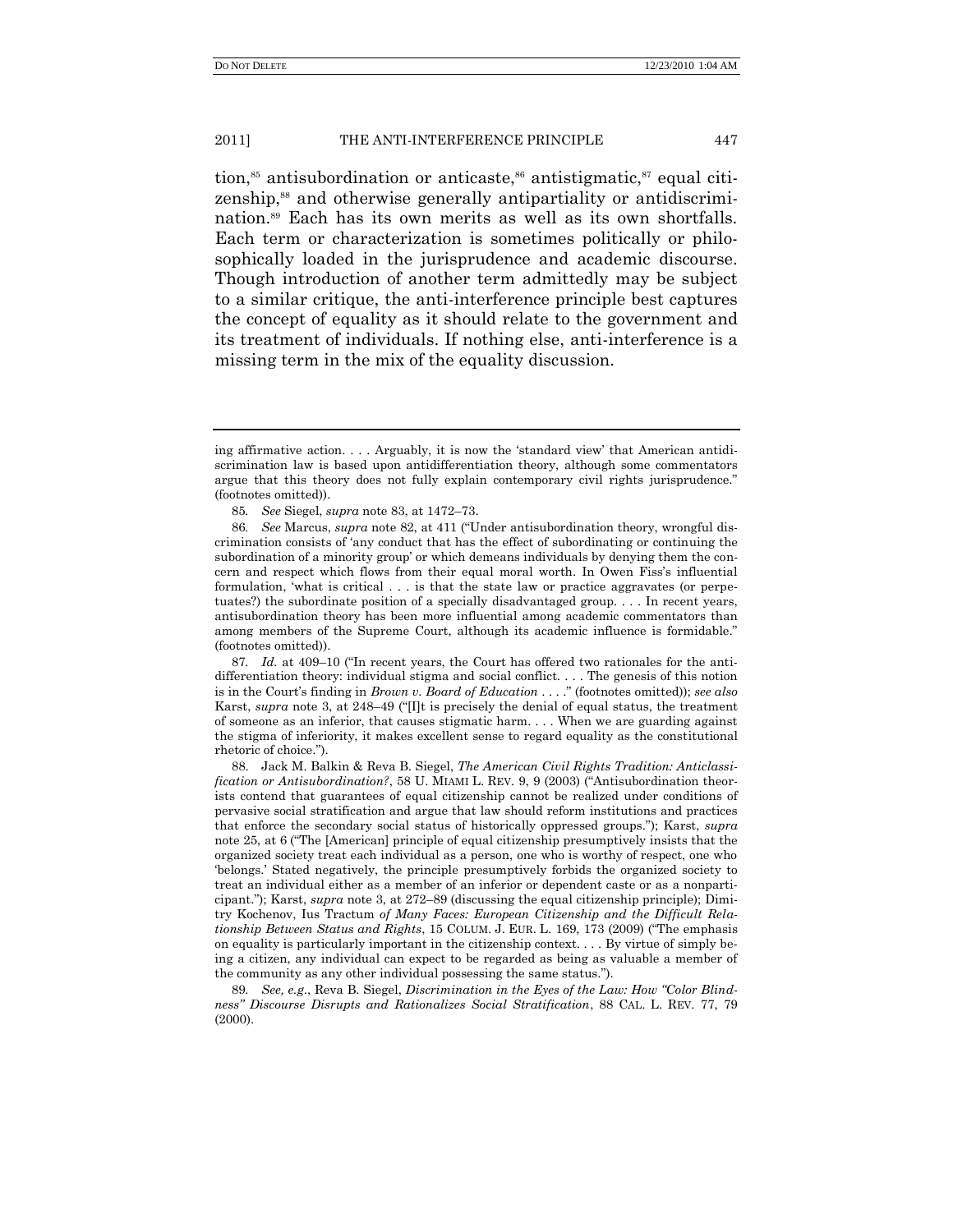tion,[85] antisubordination or anticaste,[86] antistigmatic,[87] equal citizenship,[88] and otherwise generally antipartiality or antidiscrimination.[89] Each has its own merits as well as its own shortfalls. Each term or characterization is sometimes politically or philosophically loaded in the jurisprudence and academic discourse. Though introduction of another term admittedly may be subject to a similar critique, the anti-interference principle best captures the concept of equality as it should relate to the government and its treatment of individuals. If nothing else, anti-interference is a missing term in the mix of the equality discussion.

---

ing affirmative action. . . . Arguably, it is now the 'standard view' that American antidiscrimination law is based upon antidifferentiation theory, although some commentators argue that this theory does not fully explain contemporary civil rights jurisprudence." (footnotes omitted)).

85. *See* Siegel, *supra* note 83, at 1472–73.

86. *See* Marcus, *supra* note 82, at 411 ("Under antisubordination theory, wrongful discrimination consists of 'any conduct that has the effect of subordinating or continuing the subordination of a minority group' or which demeans individuals by denying them the concern and respect which flows from their equal moral worth. In Owen Fiss's influential formulation, 'what is critical . . . is that the state law or practice aggravates (or perpetuates?) the subordinate position of a specially disadvantaged group. . . . In recent years, antisubordination theory has been more influential among academic commentators than among members of the Supreme Court, although its academic influence is formidable." (footnotes omitted)).

87. *Id.* at 409–10 ("In recent years, the Court has offered two rationales for the antidifferentiation theory: individual stigma and social conflict. . . . The genesis of this notion is in the Court's finding in *Brown v. Board of Education* . . . ." (footnotes omitted)); *see also* Karst, *supra* note 3, at 248–49 ("[I]t is precisely the denial of equal status, the treatment of someone as an inferior, that causes stigmatic harm. . . . When we are guarding against the stigma of inferiority, it makes excellent sense to regard equality as the constitutional rhetoric of choice.").

88. Jack M. Balkin & Reva B. Siegel, *The American Civil Rights Tradition: Anticlassification or Antisubordination?*, 58 U. MIAMI L. REV. 9, 9 (2003) ("Antisubordination theorists contend that guarantees of equal citizenship cannot be realized under conditions of pervasive social stratification and argue that law should reform institutions and practices that enforce the secondary social status of historically oppressed groups."); Karst, *supra* note 25, at 6 ("The [American] principle of equal citizenship presumptively insists that the organized society treat each individual as a person, one who is worthy of respect, one who 'belongs.' Stated negatively, the principle presumptively forbids the organized society to treat an individual either as a member of an inferior or dependent caste or as a nonparticipant."); Karst, *supra* note 3, at 272–89 (discussing the equal citizenship principle); Dimitry Kochenov, Ius Tractum *of Many Faces: European Citizenship and the Difficult Relationship Between Status and Rights*, 15 COLUM. J. EUR. L. 169, 173 (2009) ("The emphasis on equality is particularly important in the citizenship context. . . . By virtue of simply being a citizen, any individual can expect to be regarded as being as valuable a member of the community as any other individual possessing the same status.").

89. *See, e.g.*, Reva B. Siegel, *Discrimination in the Eyes of the Law: How "Color Blindness" Discourse Disrupts and Rationalizes Social Stratification*, 88 CAL. L. REV. 77, 79 (2000).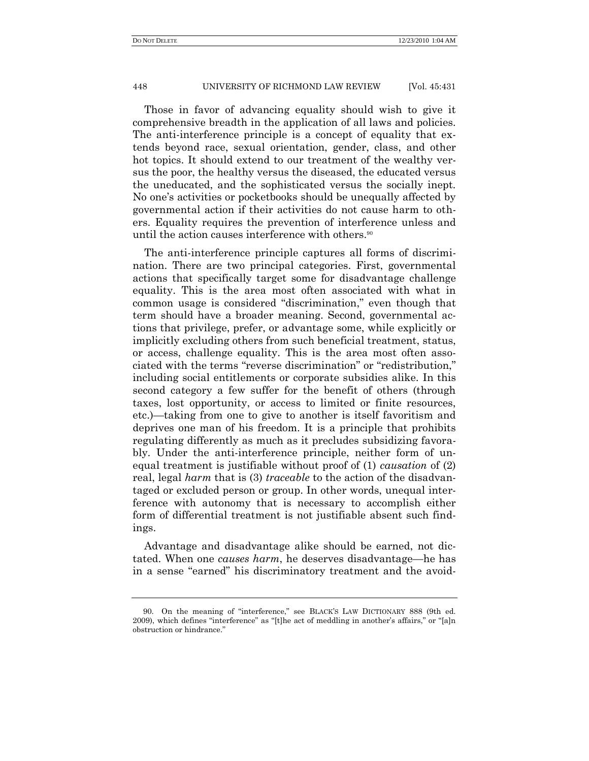Those in favor of advancing equality should wish to give it comprehensive breadth in the application of all laws and policies. The anti-interference principle is a concept of equality that extends beyond race, sexual orientation, gender, class, and other hot topics. It should extend to our treatment of the wealthy versus the poor, the healthy versus the diseased, the educated versus the uneducated, and the sophisticated versus the socially inept. No one's activities or pocketbooks should be unequally affected by governmental action if their activities do not cause harm to others. Equality requires the prevention of interference unless and until the action causes interference with others.[90]

The anti-interference principle captures all forms of discrimination. There are two principal categories. First, governmental actions that specifically target some for disadvantage challenge equality. This is the area most often associated with what in common usage is considered "discrimination," even though that term should have a broader meaning. Second, governmental actions that privilege, prefer, or advantage some, while explicitly or implicitly excluding others from such beneficial treatment, status, or access, challenge equality. This is the area most often associated with the terms "reverse discrimination" or "redistribution," including social entitlements or corporate subsidies alike. In this second category a few suffer for the benefit of others (through taxes, lost opportunity, or access to limited or finite resources, etc.)—taking from one to give to another is itself favoritism and deprives one man of his freedom. It is a principle that prohibits regulating differently as much as it precludes subsidizing favorably. Under the anti-interference principle, neither form of unequal treatment is justifiable without proof of (1) *causation* of (2) real, legal *harm* that is (3) *traceable* to the action of the disadvantaged or excluded person or group. In other words, unequal interference with autonomy that is necessary to accomplish either form of differential treatment is not justifiable absent such findings.

Advantage and disadvantage alike should be earned, not dictated. When one *causes harm*, he deserves disadvantage—he has in a sense "earned" his discriminatory treatment and the avoid-

---

90. On the meaning of "interference," see BLACK'S LAW DICTIONARY 888 (9th ed. 2009), which defines "interference" as "[t]he act of meddling in another's affairs," or "[a]n obstruction or hindrance."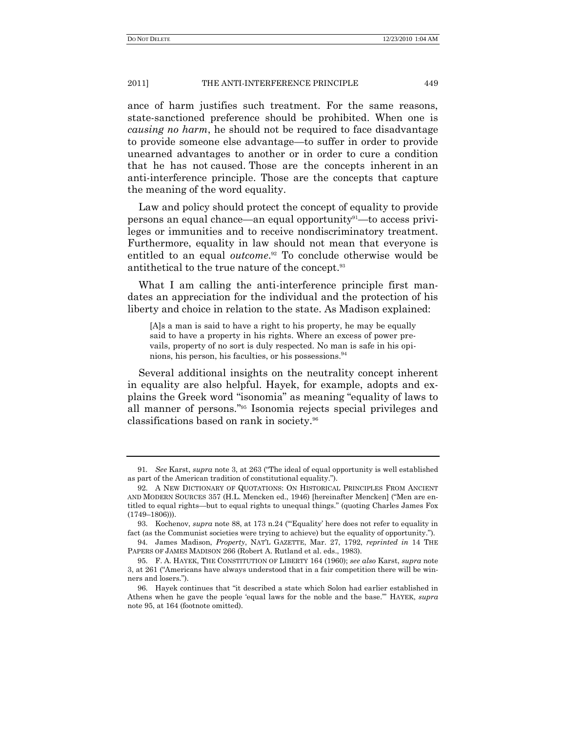ance of harm justifies such treatment. For the same reasons, state-sanctioned preference should be prohibited. When one is *causing no harm*, he should not be required to face disadvantage to provide someone else advantage—to suffer in order to provide unearned advantages to another or in order to cure a condition that he has not caused. Those are the concepts inherent in an anti-interference principle. Those are the concepts that capture the meaning of the word equality.

Law and policy should protect the concept of equality to provide persons an equal chance—an equal opportunity[91]—to access privileges or immunities and to receive nondiscriminatory treatment. Furthermore, equality in law should not mean that everyone is entitled to an equal *outcome*.[92] To conclude otherwise would be antithetical to the true nature of the concept.[93]

What I am calling the anti-interference principle first mandates an appreciation for the individual and the protection of his liberty and choice in relation to the state. As Madison explained:

> [A]s a man is said to have a right to his property, he may be equally said to have a property in his rights. Where an excess of power prevails, property of no sort is duly respected. No man is safe in his opinions, his person, his faculties, or his possessions.[94]

Several additional insights on the neutrality concept inherent in equality are also helpful. Hayek, for example, adopts and explains the Greek word "isonomia" as meaning "equality of laws to all manner of persons."[95] Isonomia rejects special privileges and classifications based on rank in society.[96]

---

91. *See* Karst, *supra* note 3, at 263 ("The ideal of equal opportunity is well established as part of the American tradition of constitutional equality.").

92. A NEW DICTIONARY OF QUOTATIONS: ON HISTORICAL PRINCIPLES FROM ANCIENT AND MODERN SOURCES 357 (H.L. Mencken ed., 1946) [hereinafter Mencken] ("Men are entitled to equal rights—but to equal rights to unequal things." (quoting Charles James Fox (1749–1806))).

93. Kochenov, *supra* note 88, at 173 n.24 ("'Equality' here does not refer to equality in fact (as the Communist societies were trying to achieve) but the equality of opportunity.").

94. James Madison, *Property*, NAT'L GAZETTE, Mar. 27, 1792, *reprinted in* 14 THE PAPERS OF JAMES MADISON 266 (Robert A. Rutland et al. eds., 1983).

95. F. A. HAYEK, THE CONSTITUTION OF LIBERTY 164 (1960); *see also* Karst, *supra* note 3, at 261 ("Americans have always understood that in a fair competition there will be winners and losers.").

96. Hayek continues that "it described a state which Solon had earlier established in Athens when he gave the people 'equal laws for the noble and the base.'" HAYEK, *supra* note 95, at 164 (footnote omitted).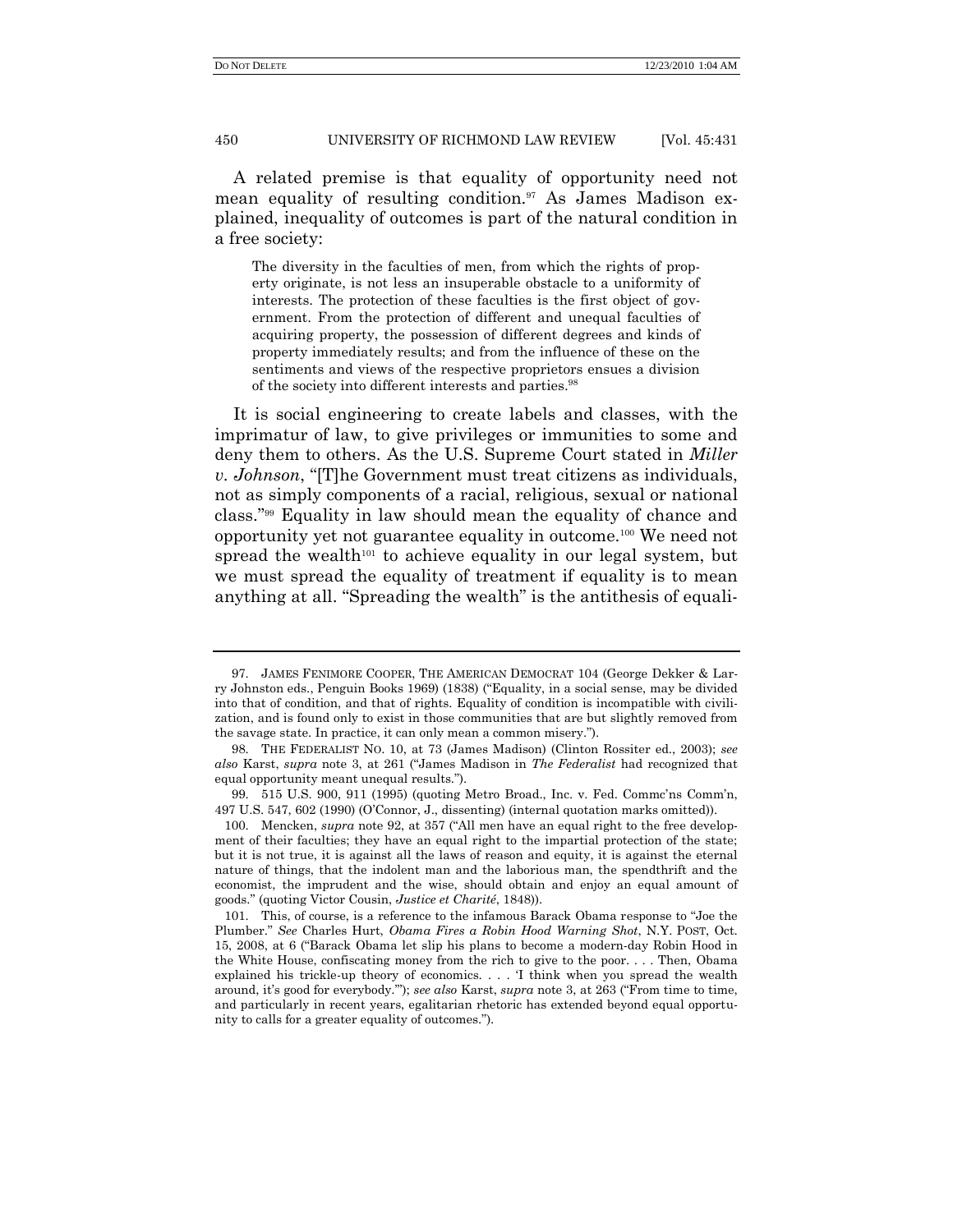A related premise is that equality of opportunity need not mean equality of resulting condition.[97] As James Madison explained, inequality of outcomes is part of the natural condition in a free society:

> The diversity in the faculties of men, from which the rights of property originate, is not less an insuperable obstacle to a uniformity of interests. The protection of these faculties is the first object of government. From the protection of different and unequal faculties of acquiring property, the possession of different degrees and kinds of property immediately results; and from the influence of these on the sentiments and views of the respective proprietors ensues a division of the society into different interests and parties.[98]

It is social engineering to create labels and classes, with the imprimatur of law, to give privileges or immunities to some and deny them to others. As the U.S. Supreme Court stated in *Miller v. Johnson*, "[T]he Government must treat citizens as individuals, not as simply components of a racial, religious, sexual or national class."[99] Equality in law should mean the equality of chance and opportunity yet not guarantee equality in outcome.[100] We need not spread the wealth[101] to achieve equality in our legal system, but we must spread the equality of treatment if equality is to mean anything at all. "Spreading the wealth" is the antithesis of equali-

---

97. JAMES FENIMORE COOPER, THE AMERICAN DEMOCRAT 104 (George Dekker & Larry Johnston eds., Penguin Books 1969) (1838) ("Equality, in a social sense, may be divided into that of condition, and that of rights. Equality of condition is incompatible with civilization, and is found only to exist in those communities that are but slightly removed from the savage state. In practice, it can only mean a common misery.").

98. THE FEDERALIST NO. 10, at 73 (James Madison) (Clinton Rossiter ed., 2003); *see also* Karst, *supra* note 3, at 261 ("James Madison in *The Federalist* had recognized that equal opportunity meant unequal results.").

99. 515 U.S. 900, 911 (1995) (quoting Metro Broad., Inc. v. Fed. Commc'ns Comm'n, 497 U.S. 547, 602 (1990) (O'Connor, J., dissenting) (internal quotation marks omitted)).

100. Mencken, *supra* note 92, at 357 ("All men have an equal right to the free development of their faculties; they have an equal right to the impartial protection of the state; but it is not true, it is against all the laws of reason and equity, it is against the eternal nature of things, that the indolent man and the laborious man, the spendthrift and the economist, the imprudent and the wise, should obtain and enjoy an equal amount of goods." (quoting Victor Cousin, *Justice et Charité*, 1848)).

101. This, of course, is a reference to the infamous Barack Obama response to "Joe the Plumber." *See* Charles Hurt, *Obama Fires a Robin Hood Warning Shot*, N.Y. POST, Oct. 15, 2008, at 6 ("Barack Obama let slip his plans to become a modern-day Robin Hood in the White House, confiscating money from the rich to give to the poor. . . . Then, Obama explained his trickle-up theory of economics. . . . 'I think when you spread the wealth around, it's good for everybody.'"); *see also* Karst, *supra* note 3, at 263 ("From time to time, and particularly in recent years, egalitarian rhetoric has extended beyond equal opportunity to calls for a greater equality of outcomes.").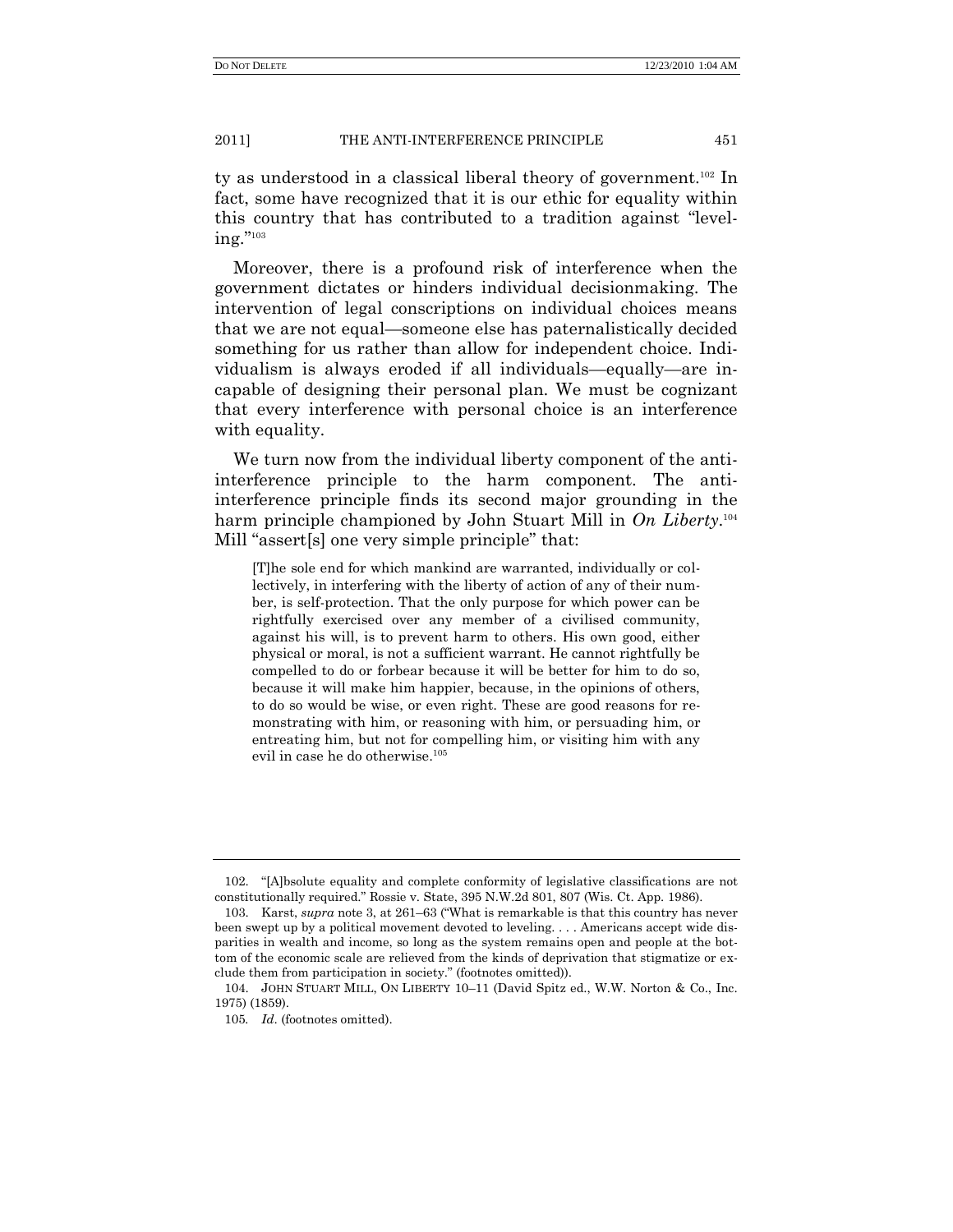ty as understood in a classical liberal theory of government.[102] In fact, some have recognized that it is our ethic for equality within this country that has contributed to a tradition against "leveling."[103]

Moreover, there is a profound risk of interference when the government dictates or hinders individual decisionmaking. The intervention of legal conscriptions on individual choices means that we are not equal—someone else has paternalistically decided something for us rather than allow for independent choice. Individualism is always eroded if all individuals—equally—are incapable of designing their personal plan. We must be cognizant that every interference with personal choice is an interference with equality.

We turn now from the individual liberty component of the anti-interference principle to the harm component. The anti-interference principle finds its second major grounding in the harm principle championed by John Stuart Mill in *On Liberty*.[104] Mill "assert[s] one very simple principle" that:

> [T]he sole end for which mankind are warranted, individually or collectively, in interfering with the liberty of action of any of their number, is self-protection. That the only purpose for which power can be rightfully exercised over any member of a civilised community, against his will, is to prevent harm to others. His own good, either physical or moral, is not a sufficient warrant. He cannot rightfully be compelled to do or forbear because it will be better for him to do so, because it will make him happier, because, in the opinions of others, to do so would be wise, or even right. These are good reasons for remonstrating with him, or reasoning with him, or persuading him, or entreating him, but not for compelling him, or visiting him with any evil in case he do otherwise.[105]

---

102. "[A]bsolute equality and complete conformity of legislative classifications are not constitutionally required." Rossie v. State, 395 N.W.2d 801, 807 (Wis. Ct. App. 1986).

103. Karst, *supra* note 3, at 261–63 ("What is remarkable is that this country has never been swept up by a political movement devoted to leveling. . . . Americans accept wide disparities in wealth and income, so long as the system remains open and people at the bottom of the economic scale are relieved from the kinds of deprivation that stigmatize or exclude them from participation in society." (footnotes omitted)).

104. JOHN STUART MILL, ON LIBERTY 10–11 (David Spitz ed., W.W. Norton & Co., Inc. 1975) (1859).

105. *Id*. (footnotes omitted).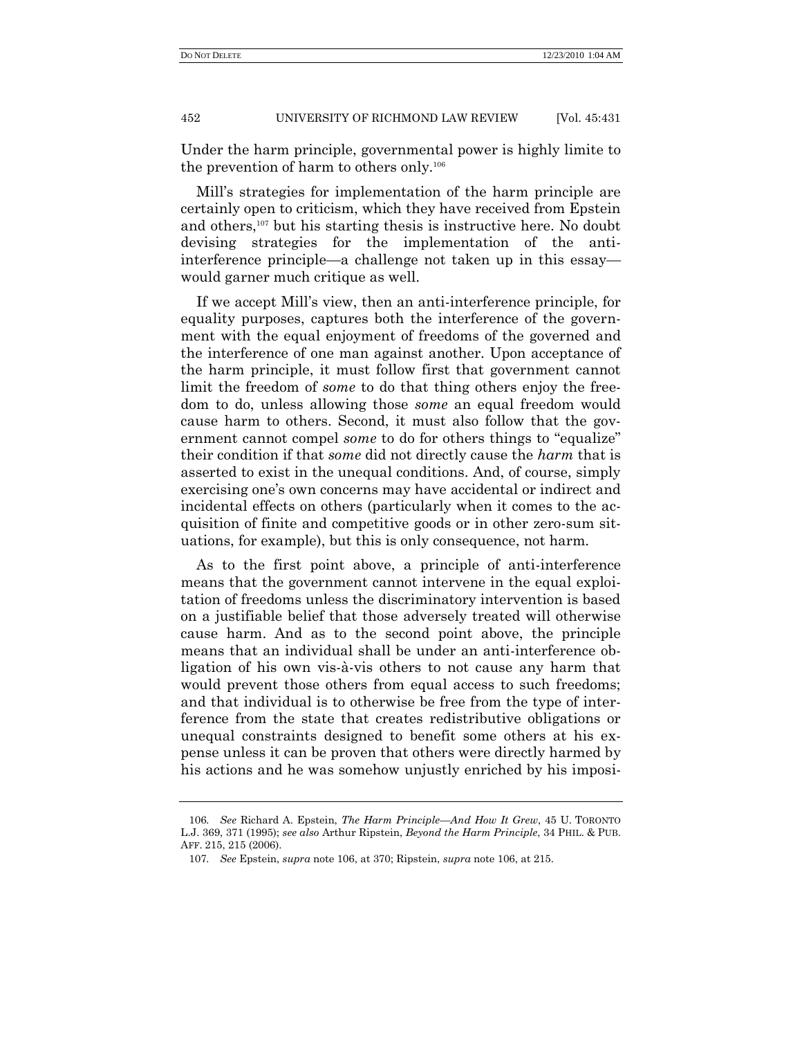Under the harm principle, governmental power is highly limite to the prevention of harm to others only.[106]

Mill's strategies for implementation of the harm principle are certainly open to criticism, which they have received from Epstein and others,[107] but his starting thesis is instructive here. No doubt devising strategies for the implementation of the anti-interference principle—a challenge not taken up in this essay—would garner much critique as well.

If we accept Mill's view, then an anti-interference principle, for equality purposes, captures both the interference of the government with the equal enjoyment of freedoms of the governed and the interference of one man against another. Upon acceptance of the harm principle, it must follow first that government cannot limit the freedom of *some* to do that thing others enjoy the freedom to do, unless allowing those *some* an equal freedom would cause harm to others. Second, it must also follow that the government cannot compel *some* to do for others things to "equalize" their condition if that *some* did not directly cause the *harm* that is asserted to exist in the unequal conditions. And, of course, simply exercising one's own concerns may have accidental or indirect and incidental effects on others (particularly when it comes to the acquisition of finite and competitive goods or in other zero-sum situations, for example), but this is only consequence, not harm.

As to the first point above, a principle of anti-interference means that the government cannot intervene in the equal exploitation of freedoms unless the discriminatory intervention is based on a justifiable belief that those adversely treated will otherwise cause harm. And as to the second point above, the principle means that an individual shall be under an anti-interference obligation of his own vis-à-vis others to not cause any harm that would prevent those others from equal access to such freedoms; and that individual is to otherwise be free from the type of interference from the state that creates redistributive obligations or unequal constraints designed to benefit some others at his expense unless it can be proven that others were directly harmed by his actions and he was somehow unjustly enriched by his imposi-

---

106. *See* Richard A. Epstein, *The Harm Principle—And How It Grew*, 45 U. TORONTO L.J. 369, 371 (1995); *see also* Arthur Ripstein, *Beyond the Harm Principle*, 34 PHIL. & PUB. AFF. 215, 215 (2006).

107. *See* Epstein, *supra* note 106, at 370; Ripstein, *supra* note 106, at 215.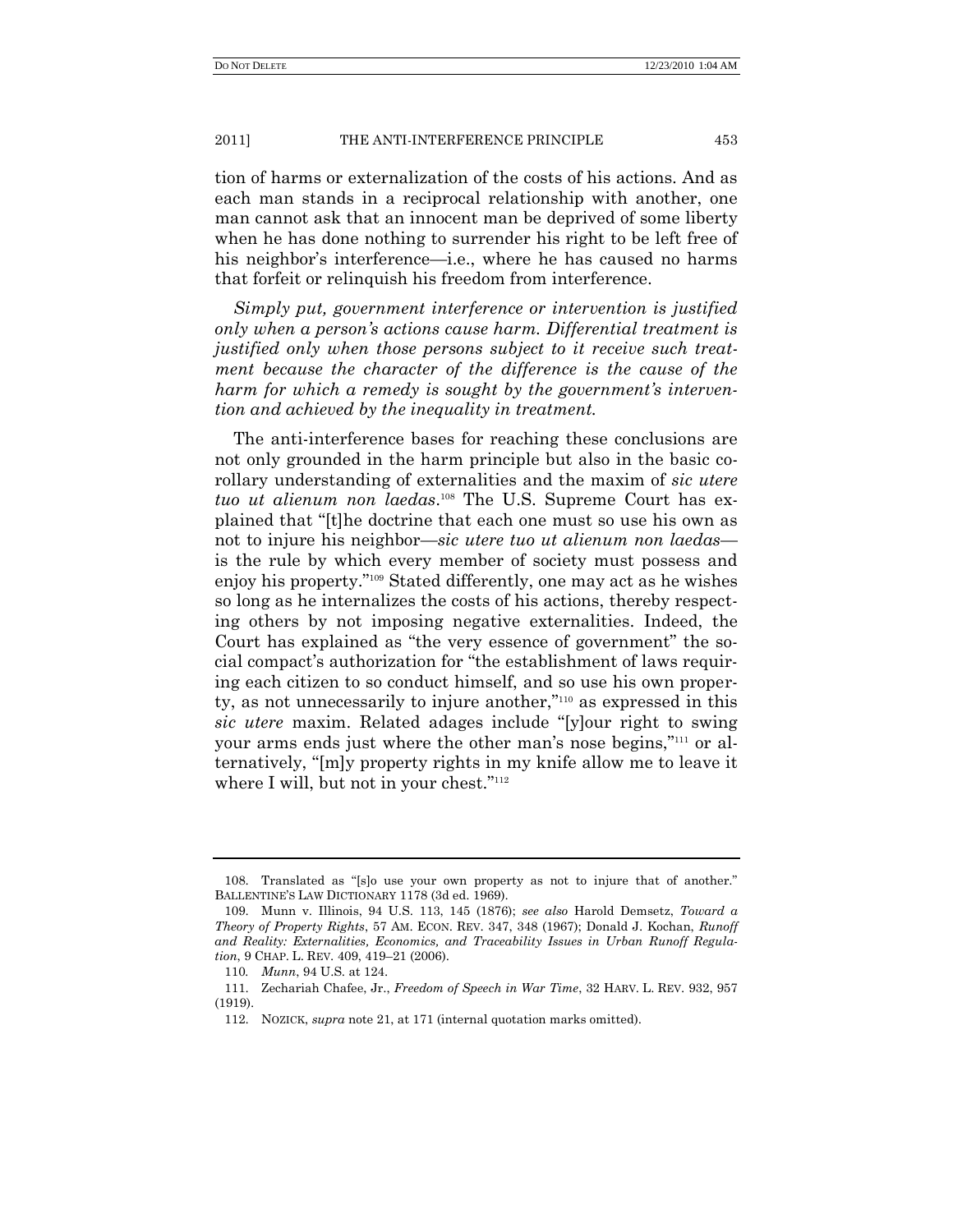tion of harms or externalization of the costs of his actions. And as each man stands in a reciprocal relationship with another, one man cannot ask that an innocent man be deprived of some liberty when he has done nothing to surrender his right to be left free of his neighbor's interference—i.e., where he has caused no harms that forfeit or relinquish his freedom from interference.

*Simply put, government interference or intervention is justified only when a person's actions cause harm. Differential treatment is justified only when those persons subject to it receive such treatment because the character of the difference is the cause of the harm for which a remedy is sought by the government's intervention and achieved by the inequality in treatment.*

The anti-interference bases for reaching these conclusions are not only grounded in the harm principle but also in the basic corollary understanding of externalities and the maxim of *sic utere tuo ut alienum non laedas*.[108] The U.S. Supreme Court has explained that "[t]he doctrine that each one must so use his own as not to injure his neighbor—*sic utere tuo ut alienum non laedas*—is the rule by which every member of society must possess and enjoy his property."[109] Stated differently, one may act as he wishes so long as he internalizes the costs of his actions, thereby respecting others by not imposing negative externalities. Indeed, the Court has explained as "the very essence of government" the social compact's authorization for "the establishment of laws requiring each citizen to so conduct himself, and so use his own property, as not unnecessarily to injure another,"[110] as expressed in this *sic utere* maxim. Related adages include "[y]our right to swing your arms ends just where the other man's nose begins,"[111] or alternatively, "[m]y property rights in my knife allow me to leave it where I will, but not in your chest."[112]

---

108. Translated as "[s]o use your own property as not to injure that of another." BALLENTINE'S LAW DICTIONARY 1178 (3d ed. 1969).

109. Munn v. Illinois, 94 U.S. 113, 145 (1876); *see also* Harold Demsetz, *Toward a Theory of Property Rights*, 57 AM. ECON. REV. 347, 348 (1967); Donald J. Kochan, *Runoff and Reality: Externalities, Economics, and Traceability Issues in Urban Runoff Regulation*, 9 CHAP. L. REV. 409, 419–21 (2006).

110. *Munn*, 94 U.S. at 124.

111. Zechariah Chafee, Jr., *Freedom of Speech in War Time*, 32 HARV. L. REV. 932, 957 (1919).

112. NOZICK, *supra* note 21, at 171 (internal quotation marks omitted).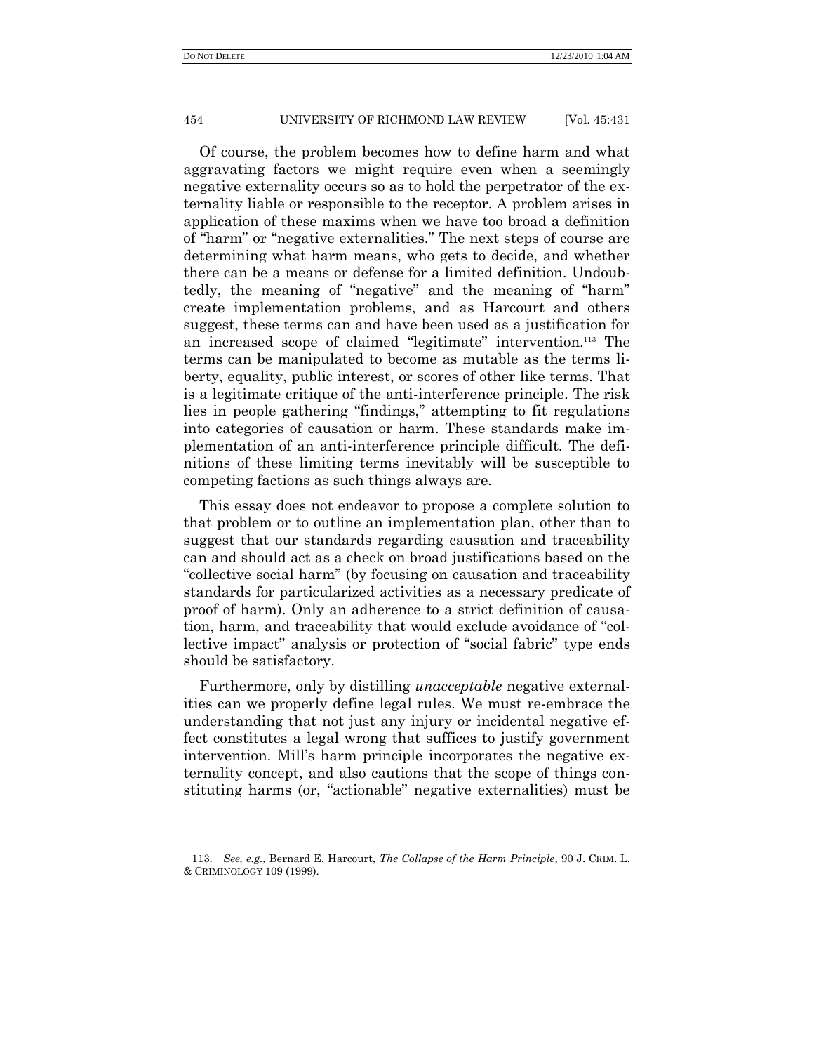Of course, the problem becomes how to define harm and what aggravating factors we might require even when a seemingly negative externality occurs so as to hold the perpetrator of the externality liable or responsible to the receptor. A problem arises in application of these maxims when we have too broad a definition of "harm" or "negative externalities." The next steps of course are determining what harm means, who gets to decide, and whether there can be a means or defense for a limited definition. Undoubtedly, the meaning of "negative" and the meaning of "harm" create implementation problems, and as Harcourt and others suggest, these terms can and have been used as a justification for an increased scope of claimed "legitimate" intervention.[113] The terms can be manipulated to become as mutable as the terms liberty, equality, public interest, or scores of other like terms. That is a legitimate critique of the anti-interference principle. The risk lies in people gathering "findings," attempting to fit regulations into categories of causation or harm. These standards make implementation of an anti-interference principle difficult. The definitions of these limiting terms inevitably will be susceptible to competing factions as such things always are.

This essay does not endeavor to propose a complete solution to that problem or to outline an implementation plan, other than to suggest that our standards regarding causation and traceability can and should act as a check on broad justifications based on the "collective social harm" (by focusing on causation and traceability standards for particularized activities as a necessary predicate of proof of harm). Only an adherence to a strict definition of causation, harm, and traceability that would exclude avoidance of "collective impact" analysis or protection of "social fabric" type ends should be satisfactory.

Furthermore, only by distilling *unacceptable* negative externalities can we properly define legal rules. We must re-embrace the understanding that not just any injury or incidental negative effect constitutes a legal wrong that suffices to justify government intervention. Mill's harm principle incorporates the negative externality concept, and also cautions that the scope of things constituting harms (or, "actionable" negative externalities) must be

113. *See, e.g.*, Bernard E. Harcourt, *The Collapse of the Harm Principle*, 90 J. CRIM. L. & CRIMINOLOGY 109 (1999).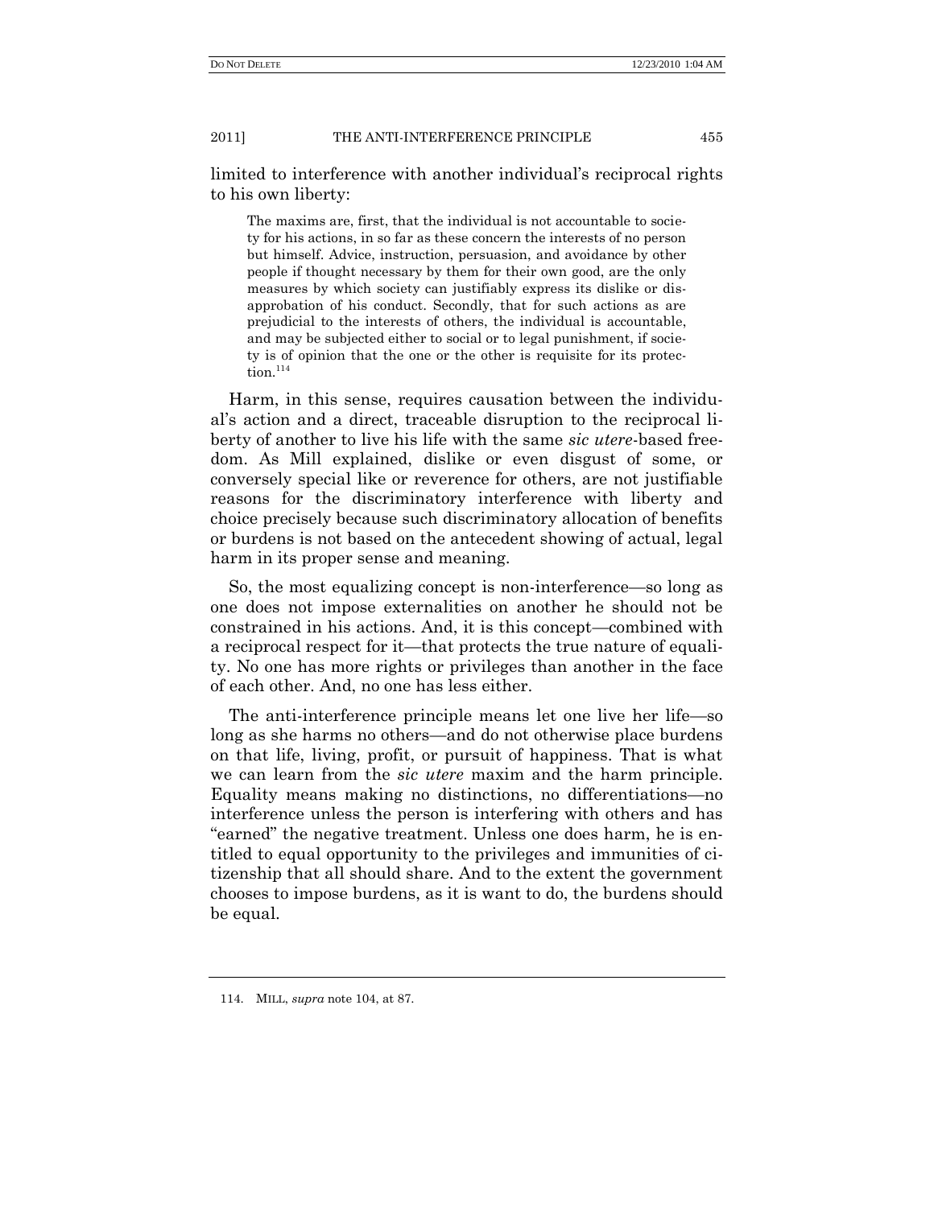limited to interference with another individual's reciprocal rights to his own liberty:

> The maxims are, first, that the individual is not accountable to society for his actions, in so far as these concern the interests of no person but himself. Advice, instruction, persuasion, and avoidance by other people if thought necessary by them for their own good, are the only measures by which society can justifiably express its dislike or disapprobation of his conduct. Secondly, that for such actions as are prejudicial to the interests of others, the individual is accountable, and may be subjected either to social or to legal punishment, if society is of opinion that the one or the other is requisite for its protection.[114]

Harm, in this sense, requires causation between the individual's action and a direct, traceable disruption to the reciprocal liberty of another to live his life with the same *sic utere*-based freedom. As Mill explained, dislike or even disgust of some, or conversely special like or reverence for others, are not justifiable reasons for the discriminatory interference with liberty and choice precisely because such discriminatory allocation of benefits or burdens is not based on the antecedent showing of actual, legal harm in its proper sense and meaning.

So, the most equalizing concept is non-interference—so long as one does not impose externalities on another he should not be constrained in his actions. And, it is this concept—combined with a reciprocal respect for it—that protects the true nature of equality. No one has more rights or privileges than another in the face of each other. And, no one has less either.

The anti-interference principle means let one live her life—so long as she harms no others—and do not otherwise place burdens on that life, living, profit, or pursuit of happiness. That is what we can learn from the *sic utere* maxim and the harm principle. Equality means making no distinctions, no differentiations—no interference unless the person is interfering with others and has "earned" the negative treatment. Unless one does harm, he is entitled to equal opportunity to the privileges and immunities of citizenship that all should share. And to the extent the government chooses to impose burdens, as it is want to do, the burdens should be equal.

---

114. MILL, *supra* note 104, at 87.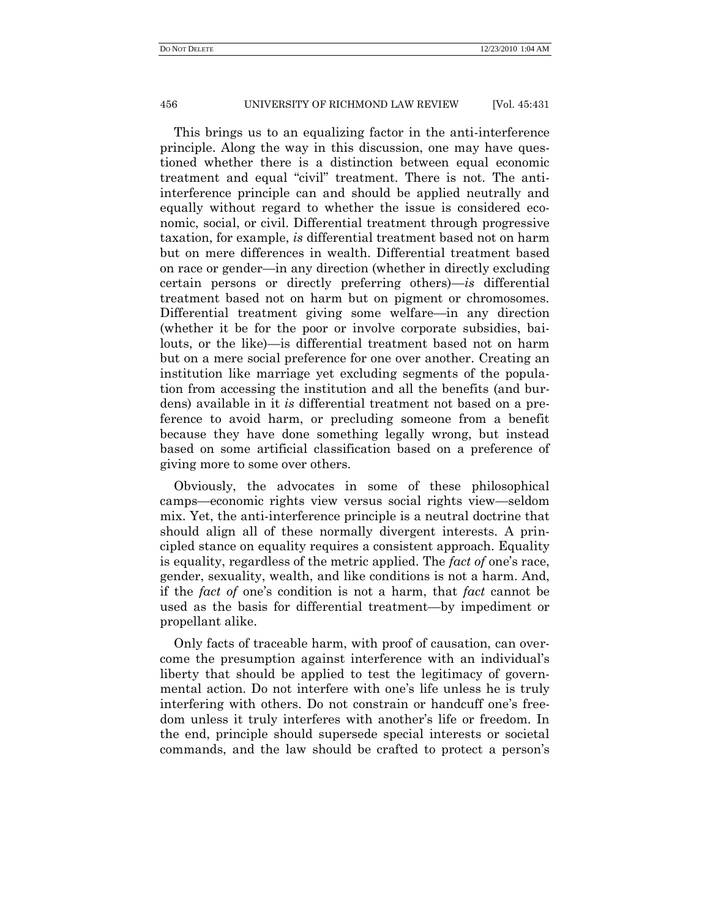This brings us to an equalizing factor in the anti-interference principle. Along the way in this discussion, one may have questioned whether there is a distinction between equal economic treatment and equal "civil" treatment. There is not. The anti-interference principle can and should be applied neutrally and equally without regard to whether the issue is considered economic, social, or civil. Differential treatment through progressive taxation, for example, *is* differential treatment based not on harm but on mere differences in wealth. Differential treatment based on race or gender—in any direction (whether in directly excluding certain persons or directly preferring others)—*is* differential treatment based not on harm but on pigment or chromosomes. Differential treatment giving some welfare—in any direction (whether it be for the poor or involve corporate subsidies, bailouts, or the like)—is differential treatment based not on harm but on a mere social preference for one over another. Creating an institution like marriage yet excluding segments of the population from accessing the institution and all the benefits (and burdens) available in it *is* differential treatment not based on a preference to avoid harm, or precluding someone from a benefit because they have done something legally wrong, but instead based on some artificial classification based on a preference of giving more to some over others.

Obviously, the advocates in some of these philosophical camps—economic rights view versus social rights view—seldom mix. Yet, the anti-interference principle is a neutral doctrine that should align all of these normally divergent interests. A principled stance on equality requires a consistent approach. Equality is equality, regardless of the metric applied. The *fact of* one's race, gender, sexuality, wealth, and like conditions is not a harm. And, if the *fact of* one's condition is not a harm, that *fact* cannot be used as the basis for differential treatment—by impediment or propellant alike.

Only facts of traceable harm, with proof of causation, can overcome the presumption against interference with an individual's liberty that should be applied to test the legitimacy of governmental action. Do not interfere with one's life unless he is truly interfering with others. Do not constrain or handcuff one's freedom unless it truly interferes with another's life or freedom. In the end, principle should supersede special interests or societal commands, and the law should be crafted to protect a person's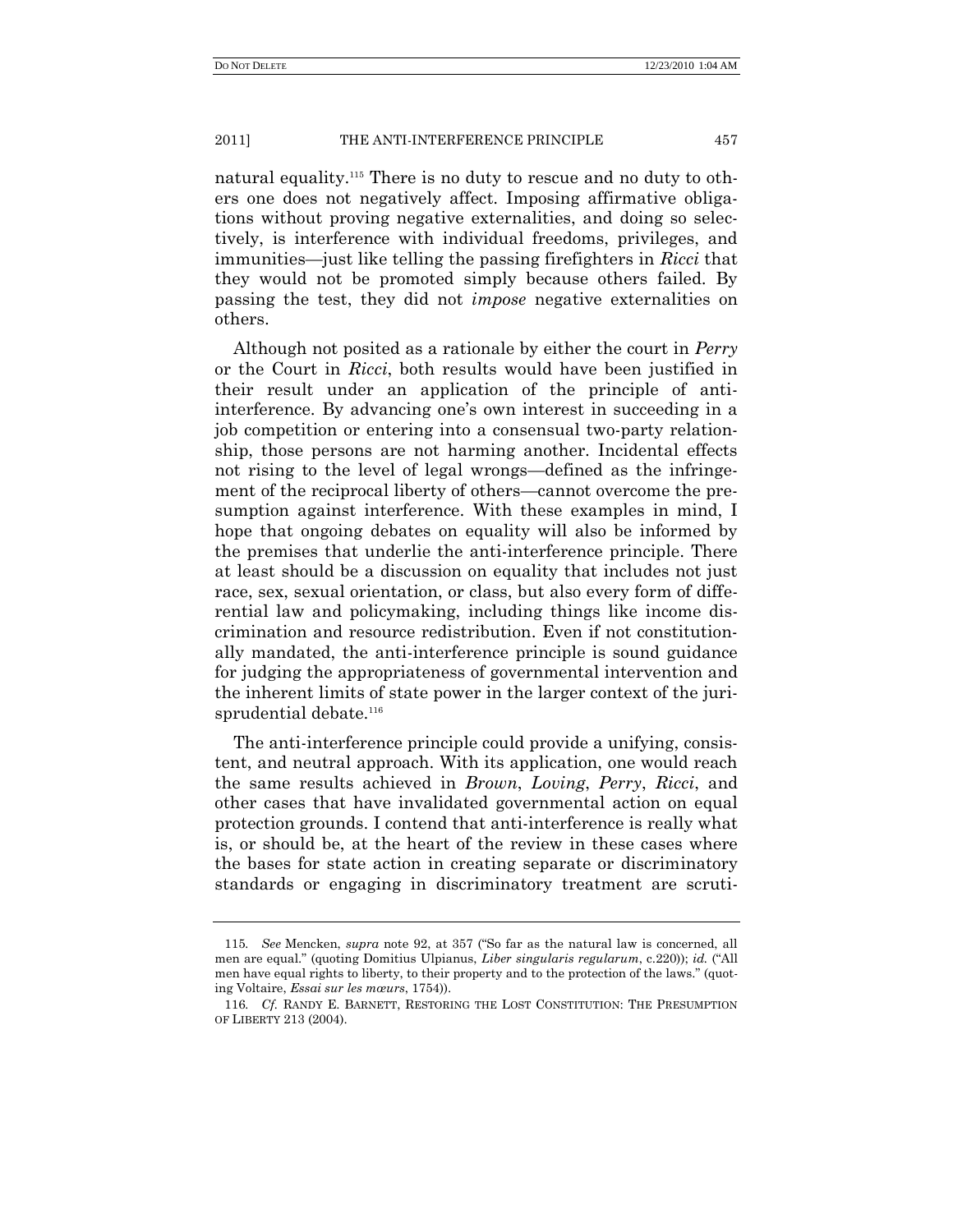natural equality.[115] There is no duty to rescue and no duty to others one does not negatively affect. Imposing affirmative obligations without proving negative externalities, and doing so selectively, is interference with individual freedoms, privileges, and immunities—just like telling the passing firefighters in *Ricci* that they would not be promoted simply because others failed. By passing the test, they did not *impose* negative externalities on others.

Although not posited as a rationale by either the court in *Perry* or the Court in *Ricci*, both results would have been justified in their result under an application of the principle of anti-interference. By advancing one's own interest in succeeding in a job competition or entering into a consensual two-party relationship, those persons are not harming another. Incidental effects not rising to the level of legal wrongs—defined as the infringement of the reciprocal liberty of others—cannot overcome the presumption against interference. With these examples in mind, I hope that ongoing debates on equality will also be informed by the premises that underlie the anti-interference principle. There at least should be a discussion on equality that includes not just race, sex, sexual orientation, or class, but also every form of differential law and policymaking, including things like income discrimination and resource redistribution. Even if not constitutionally mandated, the anti-interference principle is sound guidance for judging the appropriateness of governmental intervention and the inherent limits of state power in the larger context of the jurisprudential debate.[116]

The anti-interference principle could provide a unifying, consistent, and neutral approach. With its application, one would reach the same results achieved in *Brown*, *Loving*, *Perry*, *Ricci*, and other cases that have invalidated governmental action on equal protection grounds. I contend that anti-interference is really what is, or should be, at the heart of the review in these cases where the bases for state action in creating separate or discriminatory standards or engaging in discriminatory treatment are scruti-

---

115. *See* Mencken, *supra* note 92, at 357 ("So far as the natural law is concerned, all men are equal." (quoting Domitius Ulpianus, *Liber singularis regularum*, c.220)); *id.* ("All men have equal rights to liberty, to their property and to the protection of the laws." (quoting Voltaire, *Essai sur les mœurs*, 1754)).

116. *Cf.* RANDY E. BARNETT, RESTORING THE LOST CONSTITUTION: THE PRESUMPTION OF LIBERTY 213 (2004).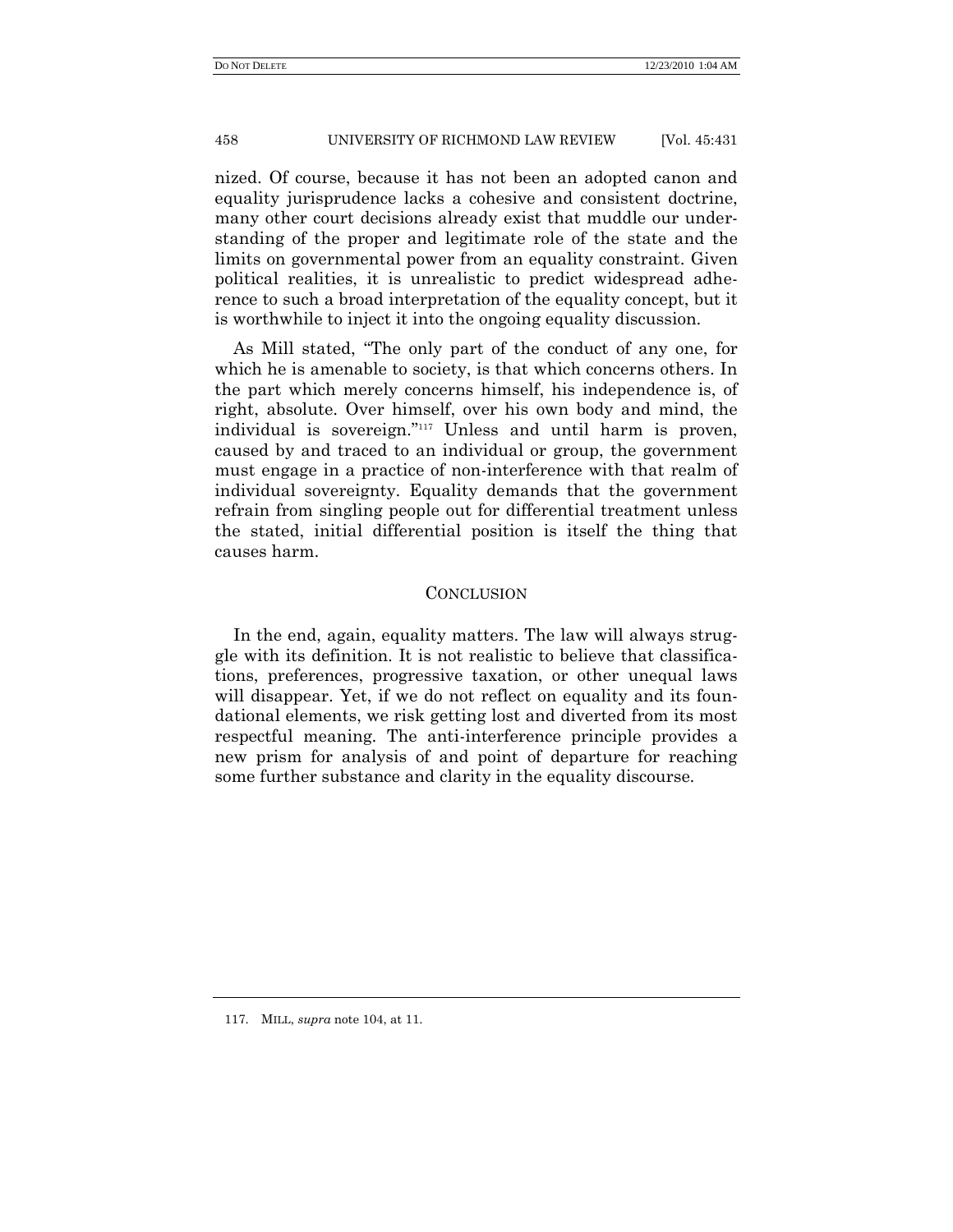nized. Of course, because it has not been an adopted canon and equality jurisprudence lacks a cohesive and consistent doctrine, many other court decisions already exist that muddle our understanding of the proper and legitimate role of the state and the limits on governmental power from an equality constraint. Given political realities, it is unrealistic to predict widespread adherence to such a broad interpretation of the equality concept, but it is worthwhile to inject it into the ongoing equality discussion.

As Mill stated, "The only part of the conduct of any one, for which he is amenable to society, is that which concerns others. In the part which merely concerns himself, his independence is, of right, absolute. Over himself, over his own body and mind, the individual is sovereign."[117] Unless and until harm is proven, caused by and traced to an individual or group, the government must engage in a practice of non-interference with that realm of individual sovereignty. Equality demands that the government refrain from singling people out for differential treatment unless the stated, initial differential position is itself the thing that causes harm.

## CONCLUSION

In the end, again, equality matters. The law will always struggle with its definition. It is not realistic to believe that classifications, preferences, progressive taxation, or other unequal laws will disappear. Yet, if we do not reflect on equality and its foundational elements, we risk getting lost and diverted from its most respectful meaning. The anti-interference principle provides a new prism for analysis of and point of departure for reaching some further substance and clarity in the equality discourse.

117. MILL, *supra* note 104, at 11.